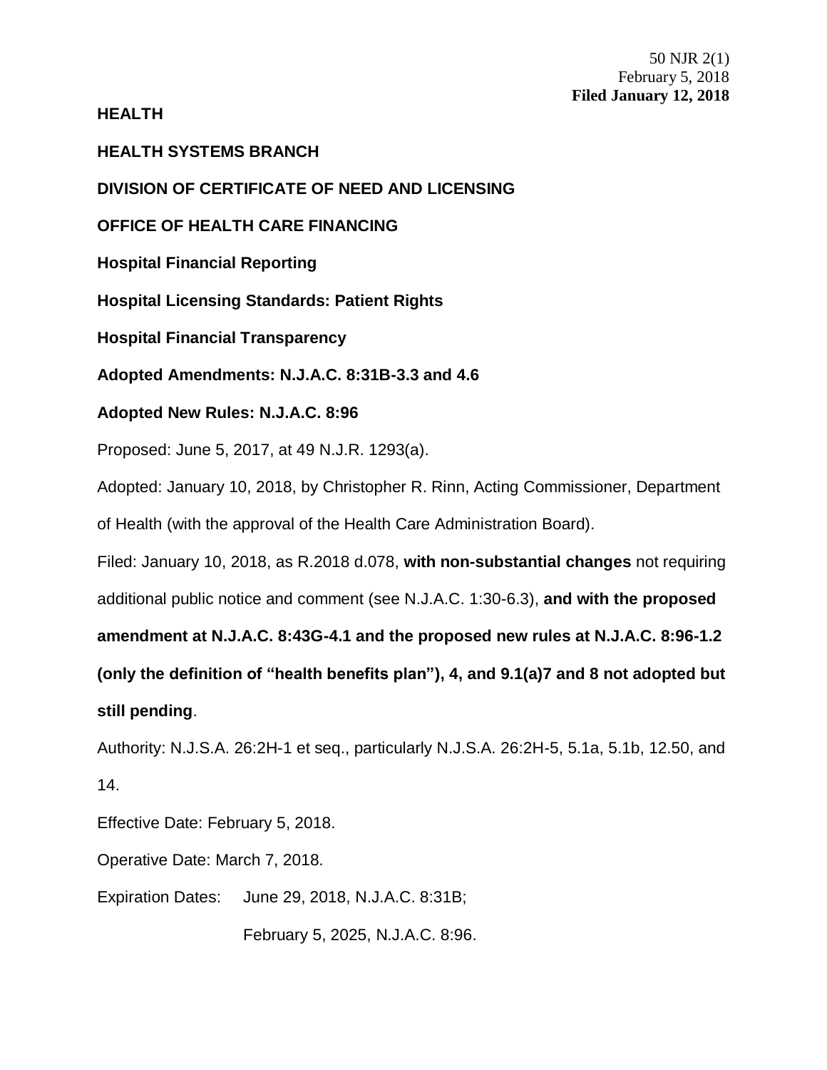50 NJR 2(1)
February 5, 2018
**Filed January 12, 2018**

**HEALTH**

**HEALTH SYSTEMS BRANCH**

**DIVISION OF CERTIFICATE OF NEED AND LICENSING**

**OFFICE OF HEALTH CARE FINANCING**

**Hospital Financial Reporting**

**Hospital Licensing Standards: Patient Rights**

**Hospital Financial Transparency**

**Adopted Amendments: N.J.A.C. 8:31B-3.3 and 4.6**

**Adopted New Rules: N.J.A.C. 8:96**

Proposed: June 5, 2017, at 49 N.J.R. 1293(a).

Adopted: January 10, 2018, by Christopher R. Rinn, Acting Commissioner, Department of Health (with the approval of the Health Care Administration Board).

Filed: January 10, 2018, as R.2018 d.078, **with non-substantial changes** not requiring additional public notice and comment (see N.J.A.C. 1:30-6.3), **and with the proposed amendment at N.J.A.C. 8:43G-4.1 and the proposed new rules at N.J.A.C. 8:96-1.2 (only the definition of "health benefits plan"), 4, and 9.1(a)7 and 8 not adopted but still pending**.

Authority: N.J.S.A. 26:2H-1 et seq., particularly N.J.S.A. 26:2H-5, 5.1a, 5.1b, 12.50, and 14.

Effective Date: February 5, 2018.

Operative Date: March 7, 2018.

Expiration Dates: June 29, 2018, N.J.A.C. 8:31B;

February 5, 2025, N.J.A.C. 8:96.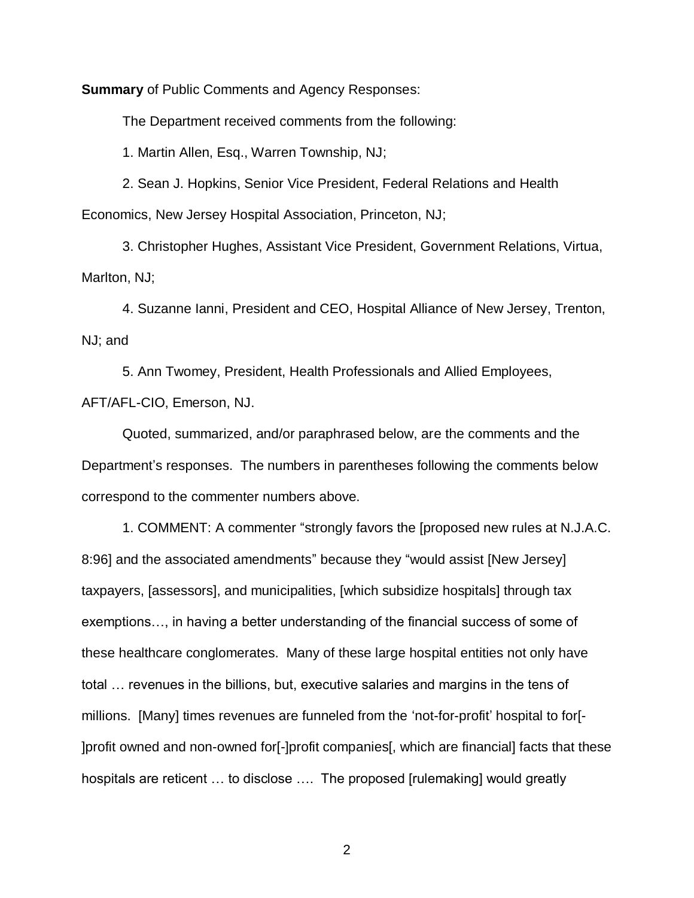**Summary** of Public Comments and Agency Responses:

The Department received comments from the following:

1. Martin Allen, Esq., Warren Township, NJ;

2. Sean J. Hopkins, Senior Vice President, Federal Relations and Health Economics, New Jersey Hospital Association, Princeton, NJ;

3. Christopher Hughes, Assistant Vice President, Government Relations, Virtua, Marlton, NJ;

4. Suzanne Ianni, President and CEO, Hospital Alliance of New Jersey, Trenton, NJ; and

5. Ann Twomey, President, Health Professionals and Allied Employees, AFT/AFL-CIO, Emerson, NJ.

Quoted, summarized, and/or paraphrased below, are the comments and the Department's responses. The numbers in parentheses following the comments below correspond to the commenter numbers above.

1. COMMENT: A commenter "strongly favors the [proposed new rules at N.J.A.C. 8:96] and the associated amendments" because they "would assist [New Jersey] taxpayers, [assessors], and municipalities, [which subsidize hospitals] through tax exemptions…, in having a better understanding of the financial success of some of these healthcare conglomerates. Many of these large hospital entities not only have total … revenues in the billions, but, executive salaries and margins in the tens of millions. [Many] times revenues are funneled from the 'not-for-profit' hospital to for[-]profit owned and non-owned for[-]profit companies[, which are financial] facts that these hospitals are reticent … to disclose …. The proposed [rulemaking] would greatly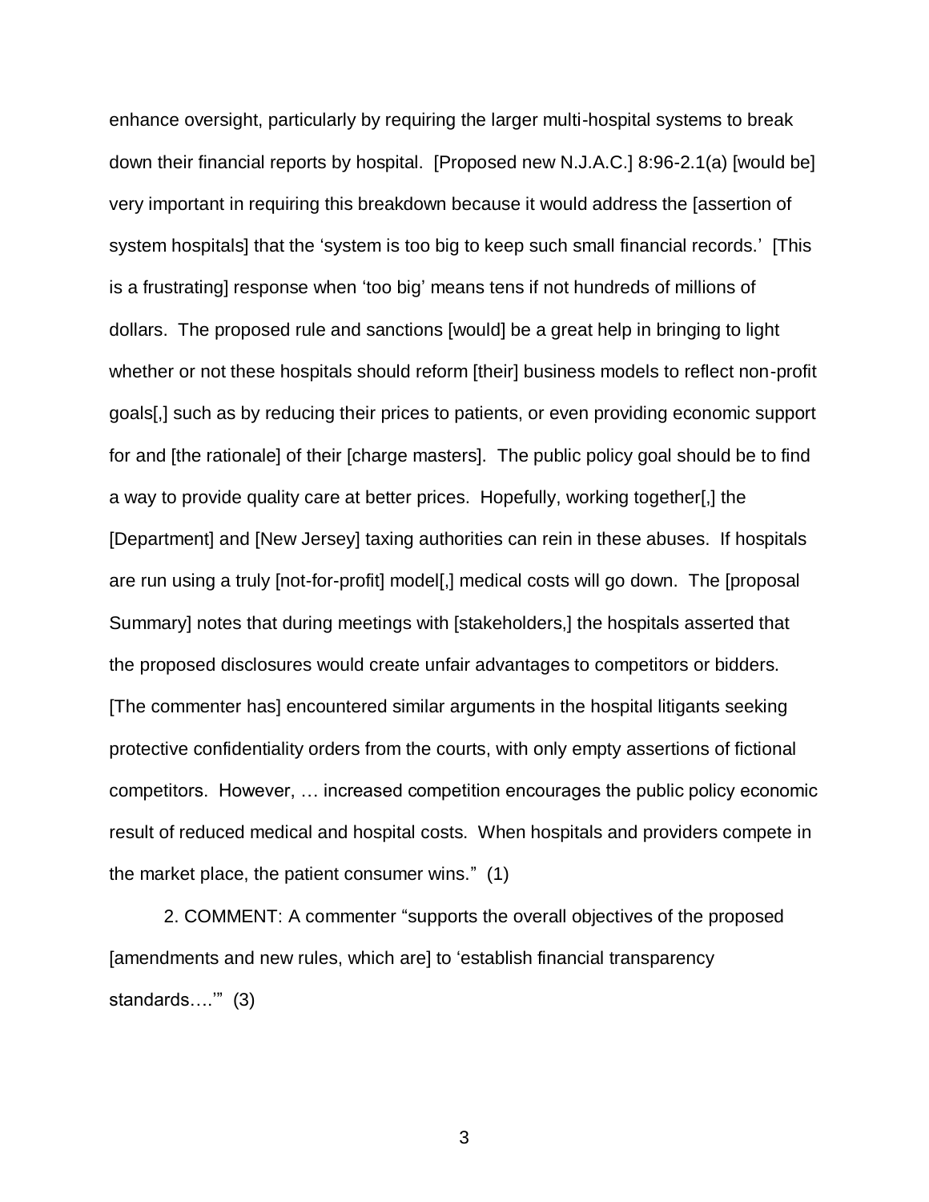enhance oversight, particularly by requiring the larger multi-hospital systems to break down their financial reports by hospital. [Proposed new N.J.A.C.] 8:96-2.1(a) [would be] very important in requiring this breakdown because it would address the [assertion of system hospitals] that the 'system is too big to keep such small financial records.' [This is a frustrating] response when 'too big' means tens if not hundreds of millions of dollars. The proposed rule and sanctions [would] be a great help in bringing to light whether or not these hospitals should reform [their] business models to reflect non-profit goals[,] such as by reducing their prices to patients, or even providing economic support for and [the rationale] of their [charge masters]. The public policy goal should be to find a way to provide quality care at better prices. Hopefully, working together[,] the [Department] and [New Jersey] taxing authorities can rein in these abuses. If hospitals are run using a truly [not-for-profit] model[,] medical costs will go down. The [proposal Summary] notes that during meetings with [stakeholders,] the hospitals asserted that the proposed disclosures would create unfair advantages to competitors or bidders. [The commenter has] encountered similar arguments in the hospital litigants seeking protective confidentiality orders from the courts, with only empty assertions of fictional competitors. However, … increased competition encourages the public policy economic result of reduced medical and hospital costs. When hospitals and providers compete in the market place, the patient consumer wins." (1)

2. COMMENT: A commenter "supports the overall objectives of the proposed [amendments and new rules, which are] to 'establish financial transparency standards….'" (3)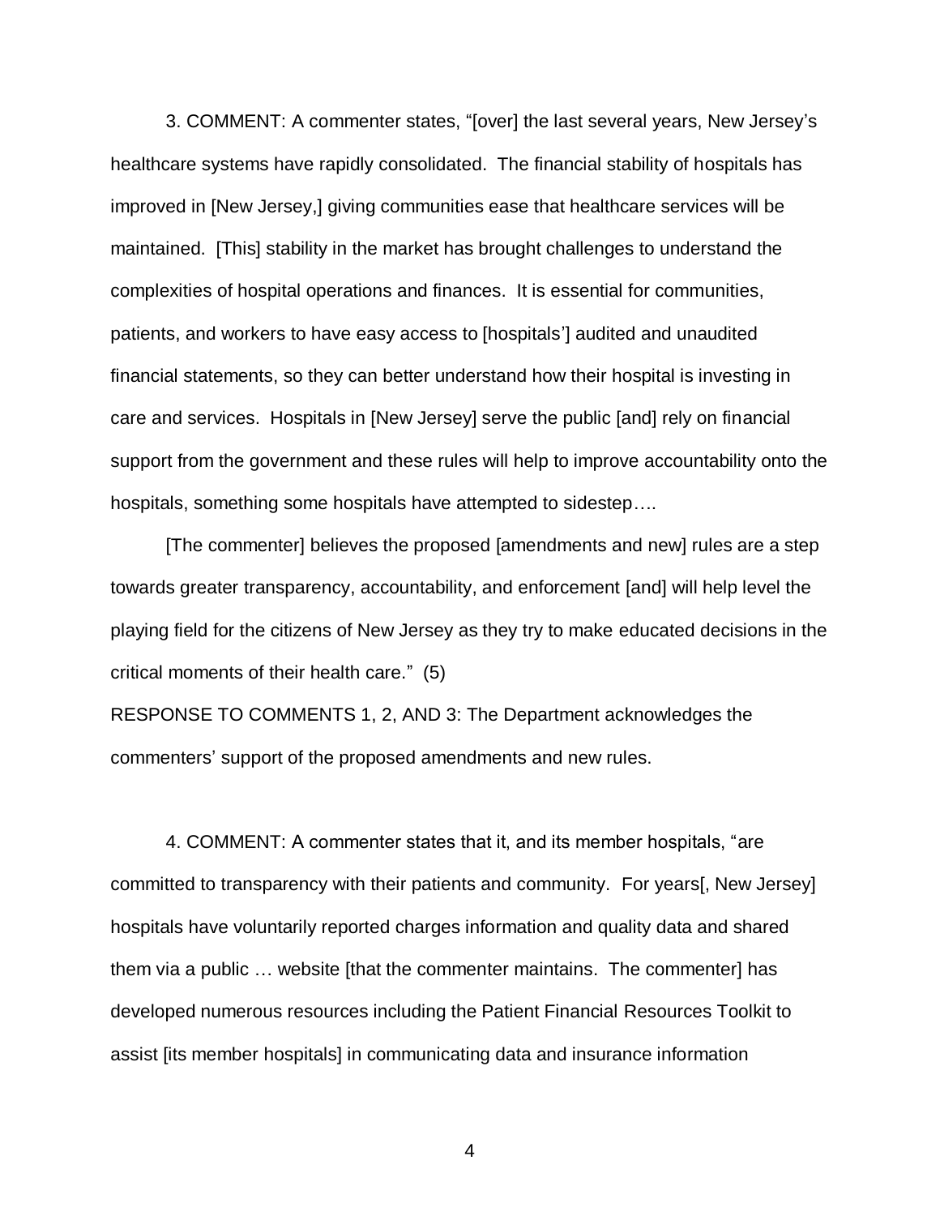3. COMMENT: A commenter states, "[over] the last several years, New Jersey's healthcare systems have rapidly consolidated. The financial stability of hospitals has improved in [New Jersey,] giving communities ease that healthcare services will be maintained. [This] stability in the market has brought challenges to understand the complexities of hospital operations and finances. It is essential for communities, patients, and workers to have easy access to [hospitals'] audited and unaudited financial statements, so they can better understand how their hospital is investing in care and services. Hospitals in [New Jersey] serve the public [and] rely on financial support from the government and these rules will help to improve accountability onto the hospitals, something some hospitals have attempted to sidestep….

[The commenter] believes the proposed [amendments and new] rules are a step towards greater transparency, accountability, and enforcement [and] will help level the playing field for the citizens of New Jersey as they try to make educated decisions in the critical moments of their health care." (5)

RESPONSE TO COMMENTS 1, 2, AND 3: The Department acknowledges the commenters' support of the proposed amendments and new rules.

4. COMMENT: A commenter states that it, and its member hospitals, "are committed to transparency with their patients and community. For years[, New Jersey] hospitals have voluntarily reported charges information and quality data and shared them via a public … website [that the commenter maintains. The commenter] has developed numerous resources including the Patient Financial Resources Toolkit to assist [its member hospitals] in communicating data and insurance information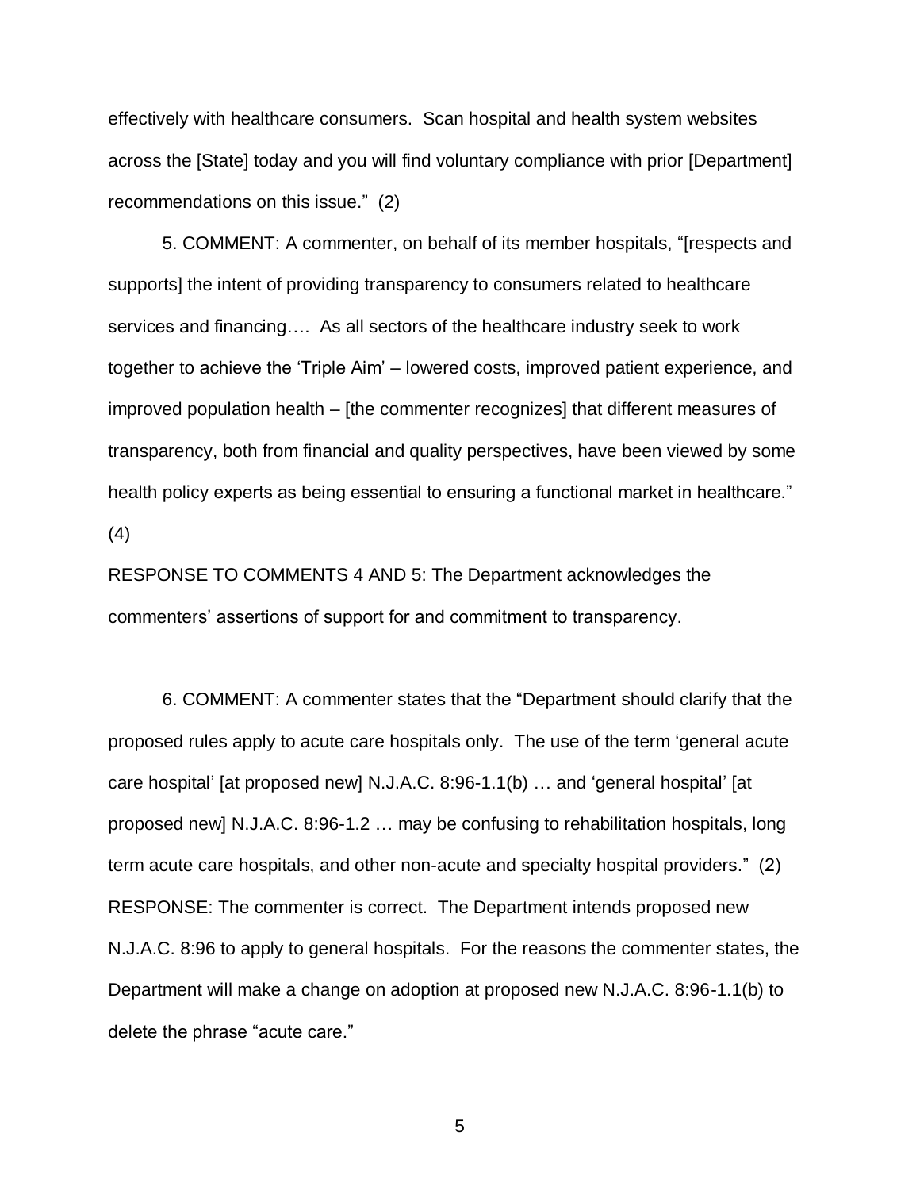effectively with healthcare consumers. Scan hospital and health system websites across the [State] today and you will find voluntary compliance with prior [Department] recommendations on this issue." (2)

5. COMMENT: A commenter, on behalf of its member hospitals, "[respects and supports] the intent of providing transparency to consumers related to healthcare services and financing…. As all sectors of the healthcare industry seek to work together to achieve the 'Triple Aim' – lowered costs, improved patient experience, and improved population health – [the commenter recognizes] that different measures of transparency, both from financial and quality perspectives, have been viewed by some health policy experts as being essential to ensuring a functional market in healthcare." (4)

RESPONSE TO COMMENTS 4 AND 5: The Department acknowledges the commenters' assertions of support for and commitment to transparency.

6. COMMENT: A commenter states that the "Department should clarify that the proposed rules apply to acute care hospitals only. The use of the term 'general acute care hospital' [at proposed new] N.J.A.C. 8:96-1.1(b) … and 'general hospital' [at proposed new] N.J.A.C. 8:96-1.2 … may be confusing to rehabilitation hospitals, long term acute care hospitals, and other non-acute and specialty hospital providers." (2)

RESPONSE: The commenter is correct. The Department intends proposed new N.J.A.C. 8:96 to apply to general hospitals. For the reasons the commenter states, the Department will make a change on adoption at proposed new N.J.A.C. 8:96-1.1(b) to delete the phrase "acute care."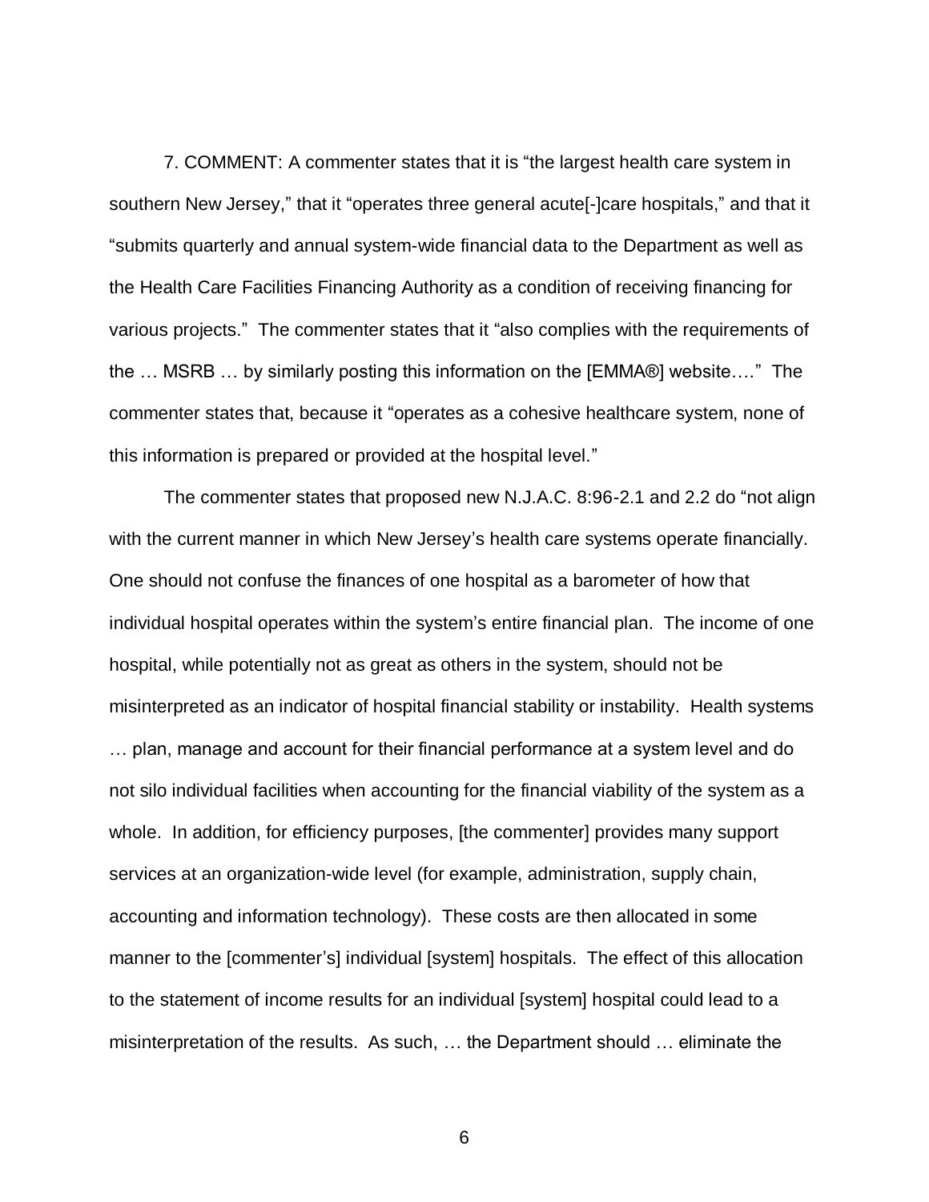7. COMMENT: A commenter states that it is "the largest health care system in southern New Jersey," that it "operates three general acute[-]care hospitals," and that it "submits quarterly and annual system-wide financial data to the Department as well as the Health Care Facilities Financing Authority as a condition of receiving financing for various projects." The commenter states that it "also complies with the requirements of the … MSRB … by similarly posting this information on the [EMMA®] website…." The commenter states that, because it "operates as a cohesive healthcare system, none of this information is prepared or provided at the hospital level."

The commenter states that proposed new N.J.A.C. 8:96-2.1 and 2.2 do "not align with the current manner in which New Jersey's health care systems operate financially. One should not confuse the finances of one hospital as a barometer of how that individual hospital operates within the system's entire financial plan. The income of one hospital, while potentially not as great as others in the system, should not be misinterpreted as an indicator of hospital financial stability or instability. Health systems … plan, manage and account for their financial performance at a system level and do not silo individual facilities when accounting for the financial viability of the system as a whole. In addition, for efficiency purposes, [the commenter] provides many support services at an organization-wide level (for example, administration, supply chain, accounting and information technology). These costs are then allocated in some manner to the [commenter's] individual [system] hospitals. The effect of this allocation to the statement of income results for an individual [system] hospital could lead to a misinterpretation of the results. As such, … the Department should … eliminate the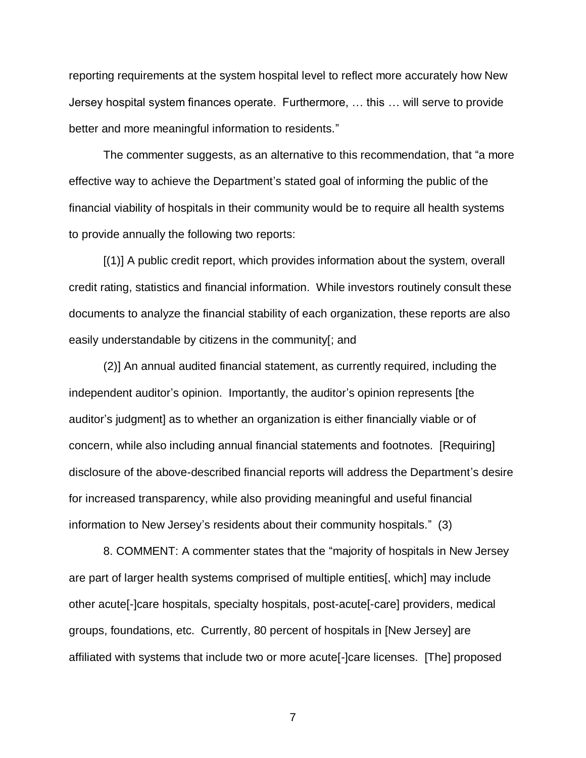reporting requirements at the system hospital level to reflect more accurately how New Jersey hospital system finances operate. Furthermore, … this … will serve to provide better and more meaningful information to residents."

The commenter suggests, as an alternative to this recommendation, that "a more effective way to achieve the Department's stated goal of informing the public of the financial viability of hospitals in their community would be to require all health systems to provide annually the following two reports:

[(1)] A public credit report, which provides information about the system, overall credit rating, statistics and financial information. While investors routinely consult these documents to analyze the financial stability of each organization, these reports are also easily understandable by citizens in the community[; and

(2)] An annual audited financial statement, as currently required, including the independent auditor's opinion. Importantly, the auditor's opinion represents [the auditor's judgment] as to whether an organization is either financially viable or of concern, while also including annual financial statements and footnotes. [Requiring] disclosure of the above-described financial reports will address the Department's desire for increased transparency, while also providing meaningful and useful financial information to New Jersey's residents about their community hospitals." (3)

8. COMMENT: A commenter states that the "majority of hospitals in New Jersey are part of larger health systems comprised of multiple entities[, which] may include other acute[-]care hospitals, specialty hospitals, post-acute[-care] providers, medical groups, foundations, etc. Currently, 80 percent of hospitals in [New Jersey] are affiliated with systems that include two or more acute[-]care licenses. [The] proposed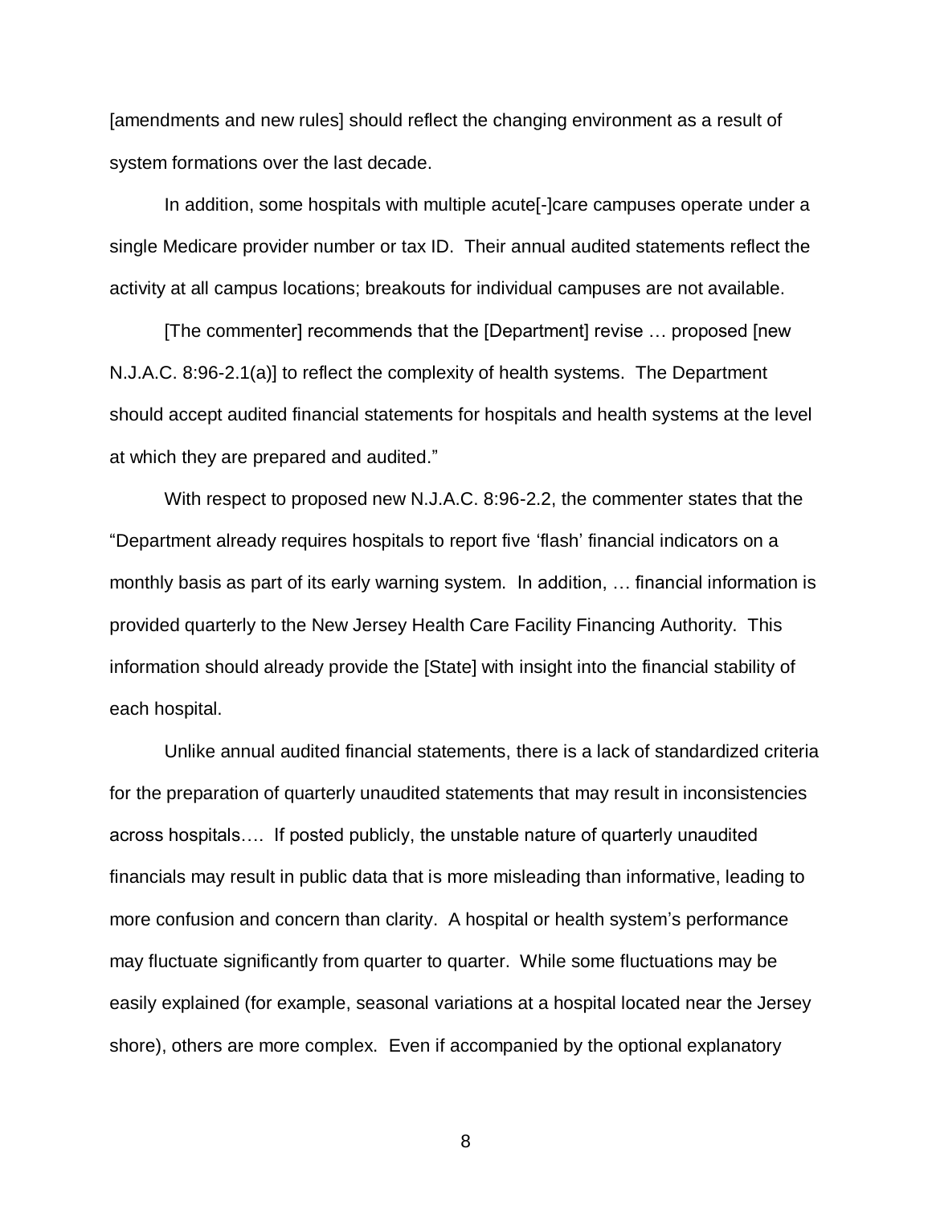[amendments and new rules] should reflect the changing environment as a result of system formations over the last decade.

In addition, some hospitals with multiple acute[-]care campuses operate under a single Medicare provider number or tax ID. Their annual audited statements reflect the activity at all campus locations; breakouts for individual campuses are not available.

[The commenter] recommends that the [Department] revise … proposed [new N.J.A.C. 8:96-2.1(a)] to reflect the complexity of health systems. The Department should accept audited financial statements for hospitals and health systems at the level at which they are prepared and audited."

With respect to proposed new N.J.A.C. 8:96-2.2, the commenter states that the "Department already requires hospitals to report five 'flash' financial indicators on a monthly basis as part of its early warning system. In addition, … financial information is provided quarterly to the New Jersey Health Care Facility Financing Authority. This information should already provide the [State] with insight into the financial stability of each hospital.

Unlike annual audited financial statements, there is a lack of standardized criteria for the preparation of quarterly unaudited statements that may result in inconsistencies across hospitals…. If posted publicly, the unstable nature of quarterly unaudited financials may result in public data that is more misleading than informative, leading to more confusion and concern than clarity. A hospital or health system's performance may fluctuate significantly from quarter to quarter. While some fluctuations may be easily explained (for example, seasonal variations at a hospital located near the Jersey shore), others are more complex. Even if accompanied by the optional explanatory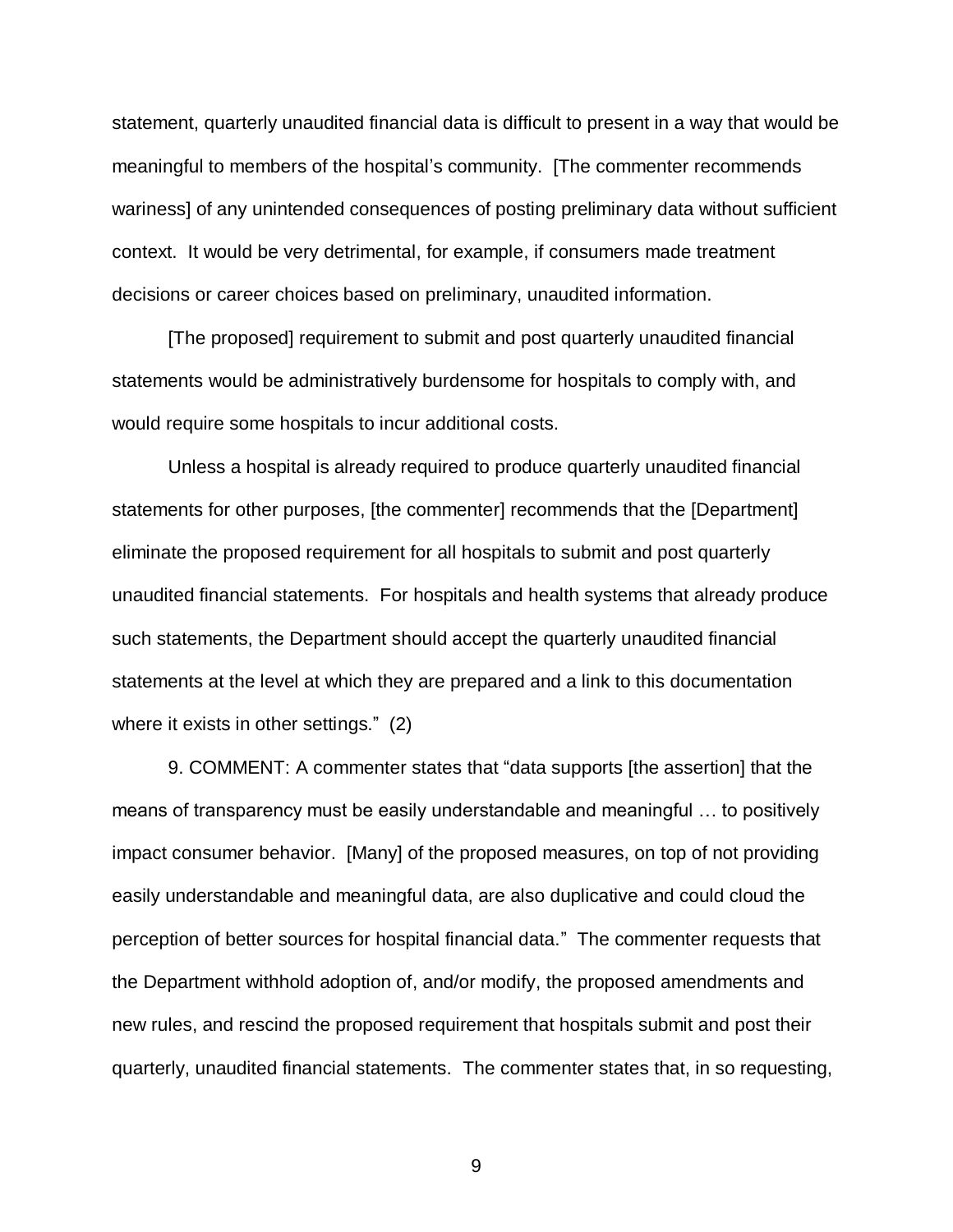statement, quarterly unaudited financial data is difficult to present in a way that would be meaningful to members of the hospital's community. [The commenter recommends wariness] of any unintended consequences of posting preliminary data without sufficient context. It would be very detrimental, for example, if consumers made treatment decisions or career choices based on preliminary, unaudited information.

[The proposed] requirement to submit and post quarterly unaudited financial statements would be administratively burdensome for hospitals to comply with, and would require some hospitals to incur additional costs.

Unless a hospital is already required to produce quarterly unaudited financial statements for other purposes, [the commenter] recommends that the [Department] eliminate the proposed requirement for all hospitals to submit and post quarterly unaudited financial statements. For hospitals and health systems that already produce such statements, the Department should accept the quarterly unaudited financial statements at the level at which they are prepared and a link to this documentation where it exists in other settings." (2)

9. COMMENT: A commenter states that "data supports [the assertion] that the means of transparency must be easily understandable and meaningful … to positively impact consumer behavior. [Many] of the proposed measures, on top of not providing easily understandable and meaningful data, are also duplicative and could cloud the perception of better sources for hospital financial data." The commenter requests that the Department withhold adoption of, and/or modify, the proposed amendments and new rules, and rescind the proposed requirement that hospitals submit and post their quarterly, unaudited financial statements. The commenter states that, in so requesting,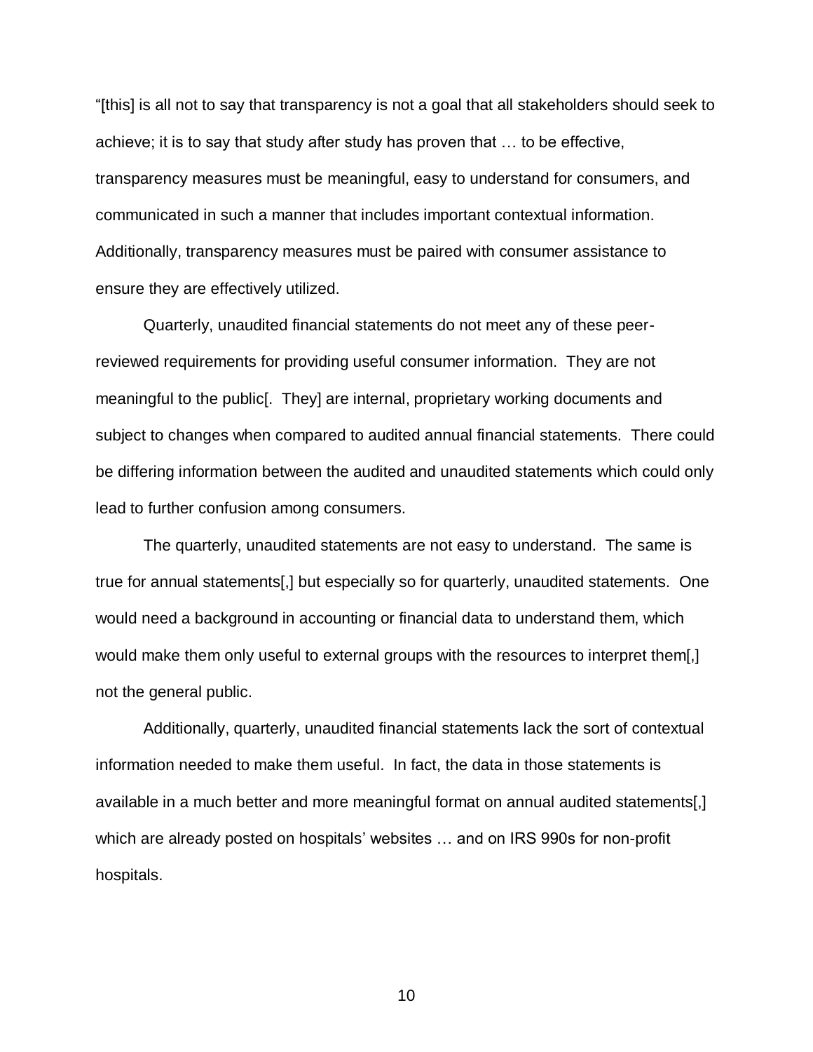"[this] is all not to say that transparency is not a goal that all stakeholders should seek to achieve; it is to say that study after study has proven that … to be effective, transparency measures must be meaningful, easy to understand for consumers, and communicated in such a manner that includes important contextual information. Additionally, transparency measures must be paired with consumer assistance to ensure they are effectively utilized.

Quarterly, unaudited financial statements do not meet any of these peer-reviewed requirements for providing useful consumer information. They are not meaningful to the public[. They] are internal, proprietary working documents and subject to changes when compared to audited annual financial statements. There could be differing information between the audited and unaudited statements which could only lead to further confusion among consumers.

The quarterly, unaudited statements are not easy to understand. The same is true for annual statements[,] but especially so for quarterly, unaudited statements. One would need a background in accounting or financial data to understand them, which would make them only useful to external groups with the resources to interpret them[,] not the general public.

Additionally, quarterly, unaudited financial statements lack the sort of contextual information needed to make them useful. In fact, the data in those statements is available in a much better and more meaningful format on annual audited statements[,] which are already posted on hospitals' websites … and on IRS 990s for non-profit hospitals.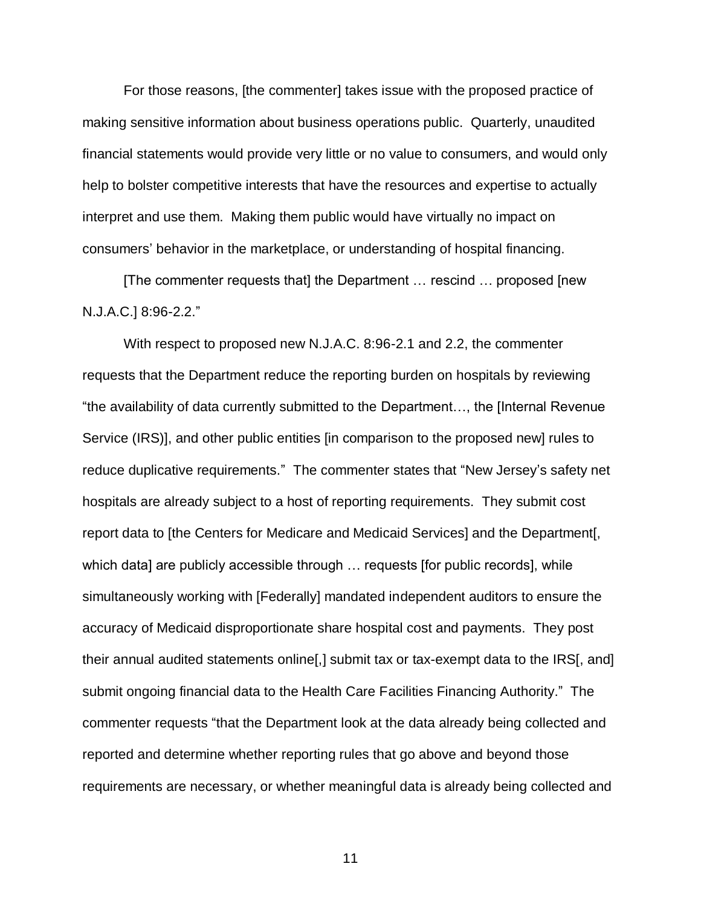For those reasons, [the commenter] takes issue with the proposed practice of making sensitive information about business operations public. Quarterly, unaudited financial statements would provide very little or no value to consumers, and would only help to bolster competitive interests that have the resources and expertise to actually interpret and use them. Making them public would have virtually no impact on consumers' behavior in the marketplace, or understanding of hospital financing.

[The commenter requests that] the Department … rescind … proposed [new N.J.A.C.] 8:96-2.2."

With respect to proposed new N.J.A.C. 8:96-2.1 and 2.2, the commenter requests that the Department reduce the reporting burden on hospitals by reviewing "the availability of data currently submitted to the Department…, the [Internal Revenue Service (IRS)], and other public entities [in comparison to the proposed new] rules to reduce duplicative requirements." The commenter states that "New Jersey's safety net hospitals are already subject to a host of reporting requirements. They submit cost report data to [the Centers for Medicare and Medicaid Services] and the Department[, which data] are publicly accessible through … requests [for public records], while simultaneously working with [Federally] mandated independent auditors to ensure the accuracy of Medicaid disproportionate share hospital cost and payments. They post their annual audited statements online[,] submit tax or tax-exempt data to the IRS[, and] submit ongoing financial data to the Health Care Facilities Financing Authority." The commenter requests "that the Department look at the data already being collected and reported and determine whether reporting rules that go above and beyond those requirements are necessary, or whether meaningful data is already being collected and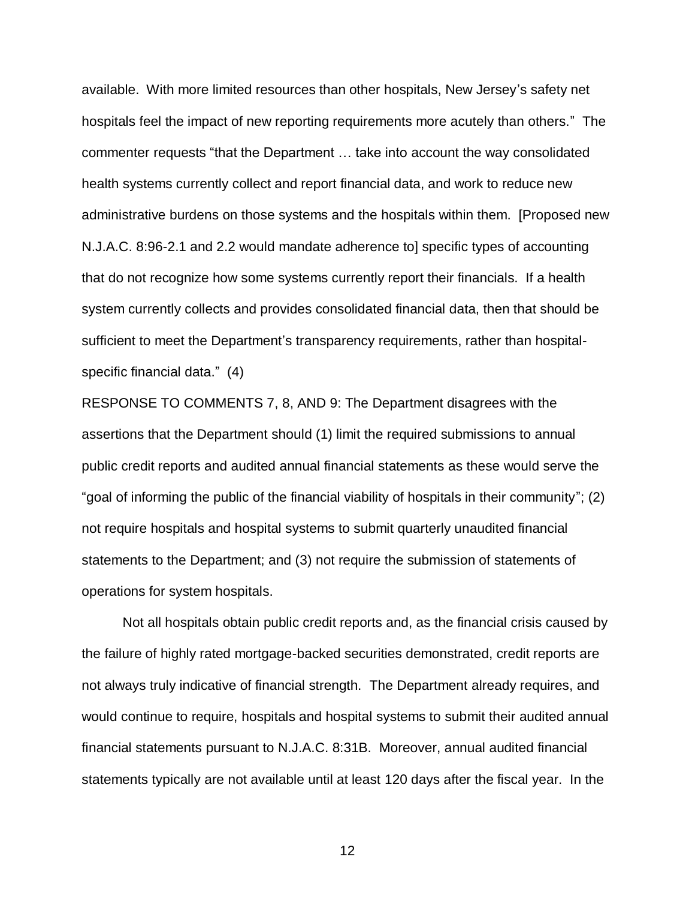available. With more limited resources than other hospitals, New Jersey's safety net hospitals feel the impact of new reporting requirements more acutely than others." The commenter requests "that the Department … take into account the way consolidated health systems currently collect and report financial data, and work to reduce new administrative burdens on those systems and the hospitals within them. [Proposed new N.J.A.C. 8:96-2.1 and 2.2 would mandate adherence to] specific types of accounting that do not recognize how some systems currently report their financials. If a health system currently collects and provides consolidated financial data, then that should be sufficient to meet the Department's transparency requirements, rather than hospital-specific financial data." (4)

RESPONSE TO COMMENTS 7, 8, AND 9: The Department disagrees with the assertions that the Department should (1) limit the required submissions to annual public credit reports and audited annual financial statements as these would serve the "goal of informing the public of the financial viability of hospitals in their community"; (2) not require hospitals and hospital systems to submit quarterly unaudited financial statements to the Department; and (3) not require the submission of statements of operations for system hospitals.

Not all hospitals obtain public credit reports and, as the financial crisis caused by the failure of highly rated mortgage-backed securities demonstrated, credit reports are not always truly indicative of financial strength. The Department already requires, and would continue to require, hospitals and hospital systems to submit their audited annual financial statements pursuant to N.J.A.C. 8:31B. Moreover, annual audited financial statements typically are not available until at least 120 days after the fiscal year. In the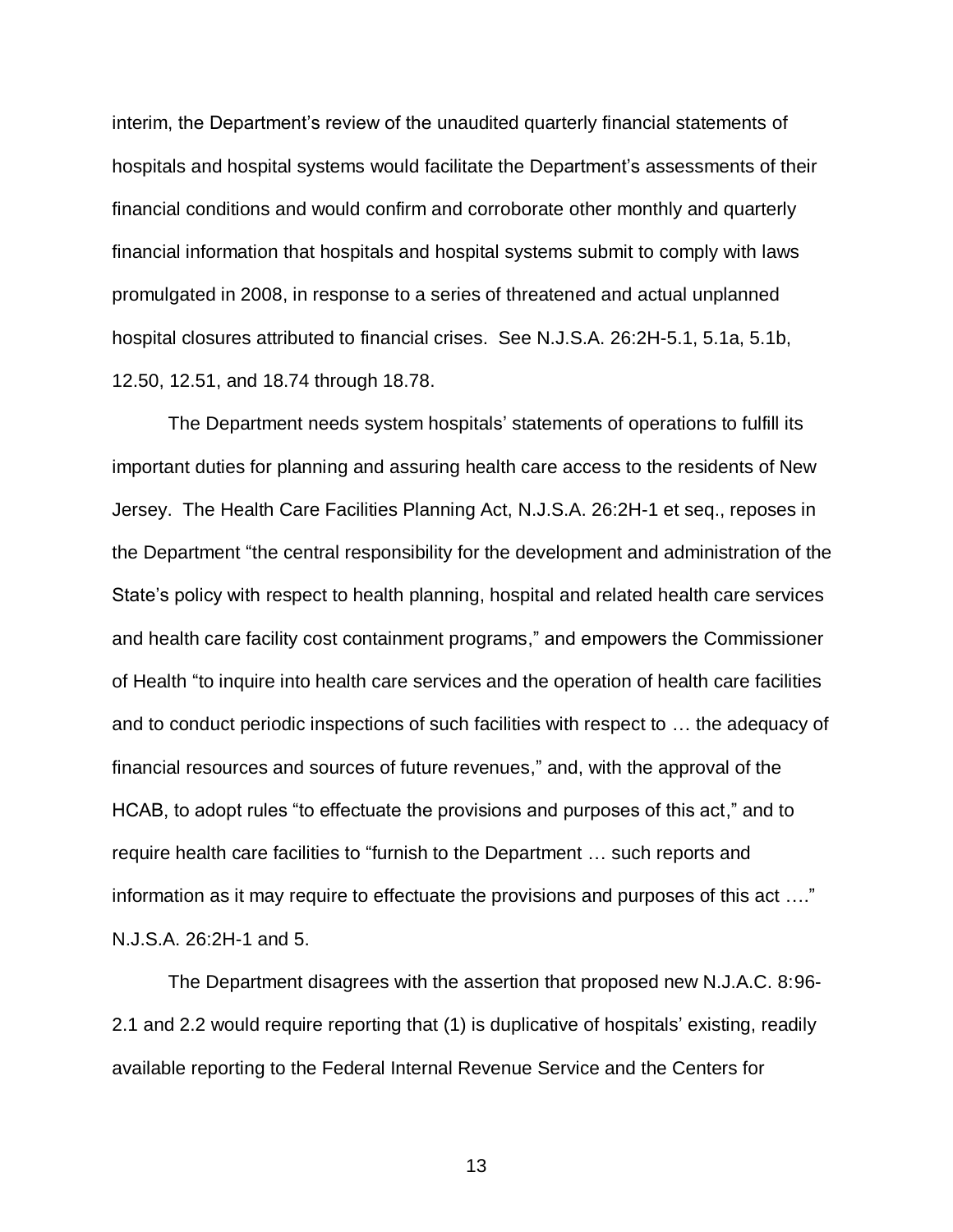interim, the Department's review of the unaudited quarterly financial statements of hospitals and hospital systems would facilitate the Department's assessments of their financial conditions and would confirm and corroborate other monthly and quarterly financial information that hospitals and hospital systems submit to comply with laws promulgated in 2008, in response to a series of threatened and actual unplanned hospital closures attributed to financial crises. See N.J.S.A. 26:2H-5.1, 5.1a, 5.1b, 12.50, 12.51, and 18.74 through 18.78.

The Department needs system hospitals' statements of operations to fulfill its important duties for planning and assuring health care access to the residents of New Jersey. The Health Care Facilities Planning Act, N.J.S.A. 26:2H-1 et seq., reposes in the Department "the central responsibility for the development and administration of the State's policy with respect to health planning, hospital and related health care services and health care facility cost containment programs," and empowers the Commissioner of Health "to inquire into health care services and the operation of health care facilities and to conduct periodic inspections of such facilities with respect to … the adequacy of financial resources and sources of future revenues," and, with the approval of the HCAB, to adopt rules "to effectuate the provisions and purposes of this act," and to require health care facilities to "furnish to the Department … such reports and information as it may require to effectuate the provisions and purposes of this act …." N.J.S.A. 26:2H-1 and 5.

The Department disagrees with the assertion that proposed new N.J.A.C. 8:96-2.1 and 2.2 would require reporting that (1) is duplicative of hospitals' existing, readily available reporting to the Federal Internal Revenue Service and the Centers for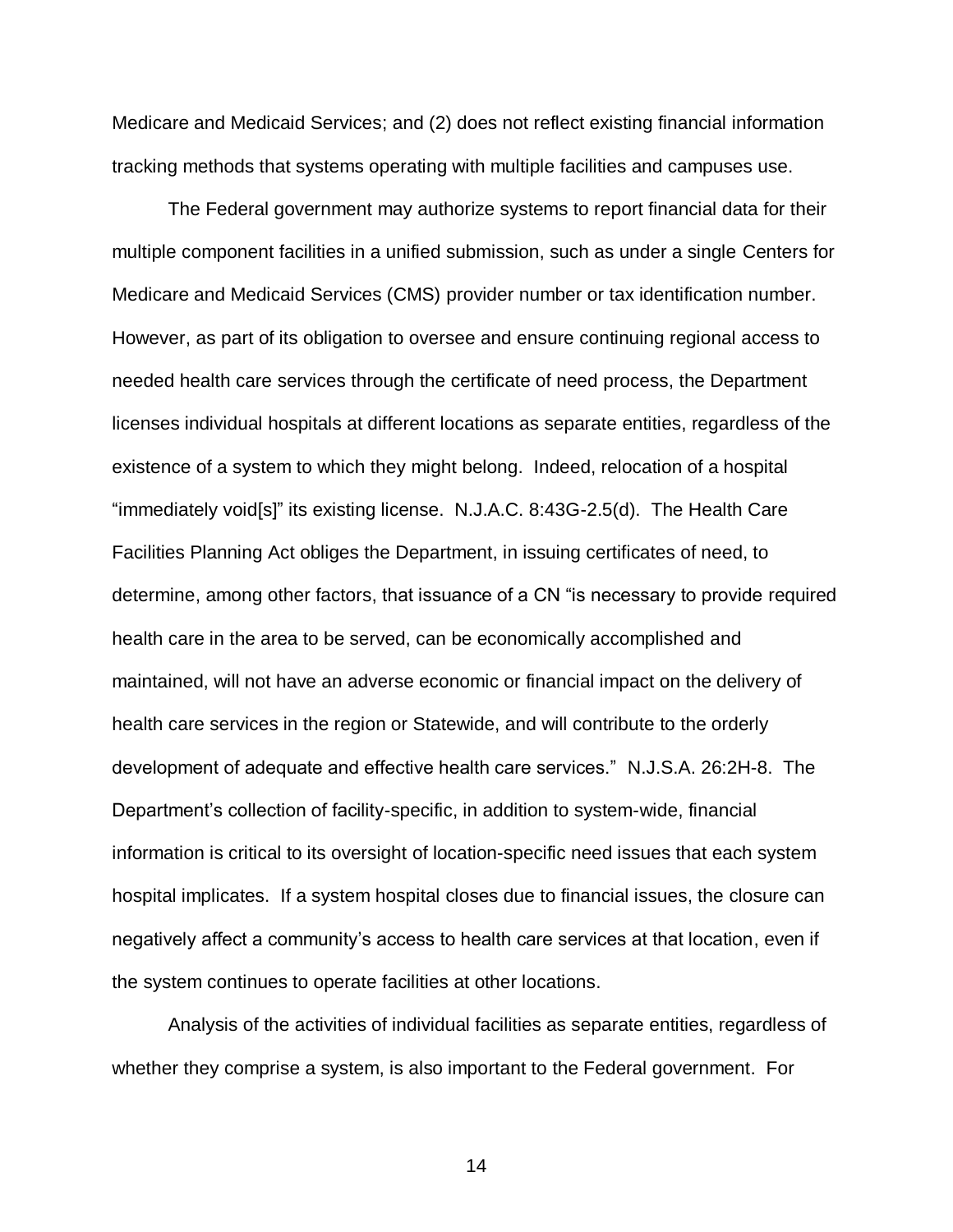Medicare and Medicaid Services; and (2) does not reflect existing financial information tracking methods that systems operating with multiple facilities and campuses use.

The Federal government may authorize systems to report financial data for their multiple component facilities in a unified submission, such as under a single Centers for Medicare and Medicaid Services (CMS) provider number or tax identification number. However, as part of its obligation to oversee and ensure continuing regional access to needed health care services through the certificate of need process, the Department licenses individual hospitals at different locations as separate entities, regardless of the existence of a system to which they might belong. Indeed, relocation of a hospital "immediately void[s]" its existing license. N.J.A.C. 8:43G-2.5(d). The Health Care Facilities Planning Act obliges the Department, in issuing certificates of need, to determine, among other factors, that issuance of a CN "is necessary to provide required health care in the area to be served, can be economically accomplished and maintained, will not have an adverse economic or financial impact on the delivery of health care services in the region or Statewide, and will contribute to the orderly development of adequate and effective health care services." N.J.S.A. 26:2H-8. The Department's collection of facility-specific, in addition to system-wide, financial information is critical to its oversight of location-specific need issues that each system hospital implicates. If a system hospital closes due to financial issues, the closure can negatively affect a community's access to health care services at that location, even if the system continues to operate facilities at other locations.

Analysis of the activities of individual facilities as separate entities, regardless of whether they comprise a system, is also important to the Federal government. For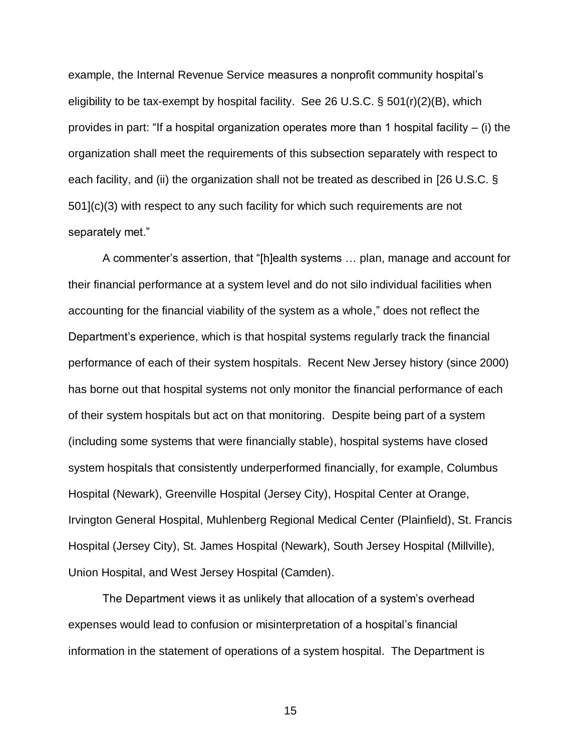example, the Internal Revenue Service measures a nonprofit community hospital's eligibility to be tax-exempt by hospital facility. See 26 U.S.C. § 501(r)(2)(B), which provides in part: "If a hospital organization operates more than 1 hospital facility – (i) the organization shall meet the requirements of this subsection separately with respect to each facility, and (ii) the organization shall not be treated as described in [26 U.S.C. § 501](c)(3) with respect to any such facility for which such requirements are not separately met."

A commenter's assertion, that "[h]ealth systems … plan, manage and account for their financial performance at a system level and do not silo individual facilities when accounting for the financial viability of the system as a whole," does not reflect the Department's experience, which is that hospital systems regularly track the financial performance of each of their system hospitals. Recent New Jersey history (since 2000) has borne out that hospital systems not only monitor the financial performance of each of their system hospitals but act on that monitoring. Despite being part of a system (including some systems that were financially stable), hospital systems have closed system hospitals that consistently underperformed financially, for example, Columbus Hospital (Newark), Greenville Hospital (Jersey City), Hospital Center at Orange, Irvington General Hospital, Muhlenberg Regional Medical Center (Plainfield), St. Francis Hospital (Jersey City), St. James Hospital (Newark), South Jersey Hospital (Millville), Union Hospital, and West Jersey Hospital (Camden).

The Department views it as unlikely that allocation of a system's overhead expenses would lead to confusion or misinterpretation of a hospital's financial information in the statement of operations of a system hospital. The Department is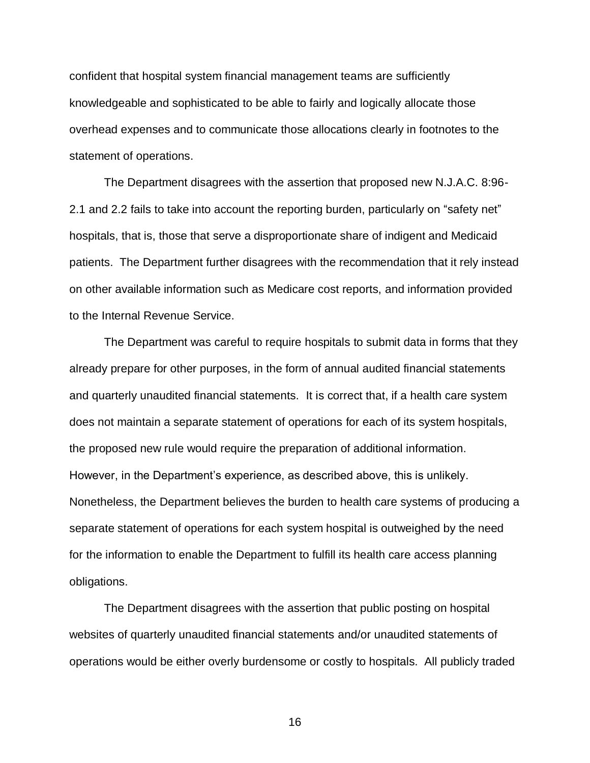confident that hospital system financial management teams are sufficiently knowledgeable and sophisticated to be able to fairly and logically allocate those overhead expenses and to communicate those allocations clearly in footnotes to the statement of operations.

The Department disagrees with the assertion that proposed new N.J.A.C. 8:96-2.1 and 2.2 fails to take into account the reporting burden, particularly on "safety net" hospitals, that is, those that serve a disproportionate share of indigent and Medicaid patients. The Department further disagrees with the recommendation that it rely instead on other available information such as Medicare cost reports, and information provided to the Internal Revenue Service.

The Department was careful to require hospitals to submit data in forms that they already prepare for other purposes, in the form of annual audited financial statements and quarterly unaudited financial statements. It is correct that, if a health care system does not maintain a separate statement of operations for each of its system hospitals, the proposed new rule would require the preparation of additional information. However, in the Department's experience, as described above, this is unlikely. Nonetheless, the Department believes the burden to health care systems of producing a separate statement of operations for each system hospital is outweighed by the need for the information to enable the Department to fulfill its health care access planning obligations.

The Department disagrees with the assertion that public posting on hospital websites of quarterly unaudited financial statements and/or unaudited statements of operations would be either overly burdensome or costly to hospitals. All publicly traded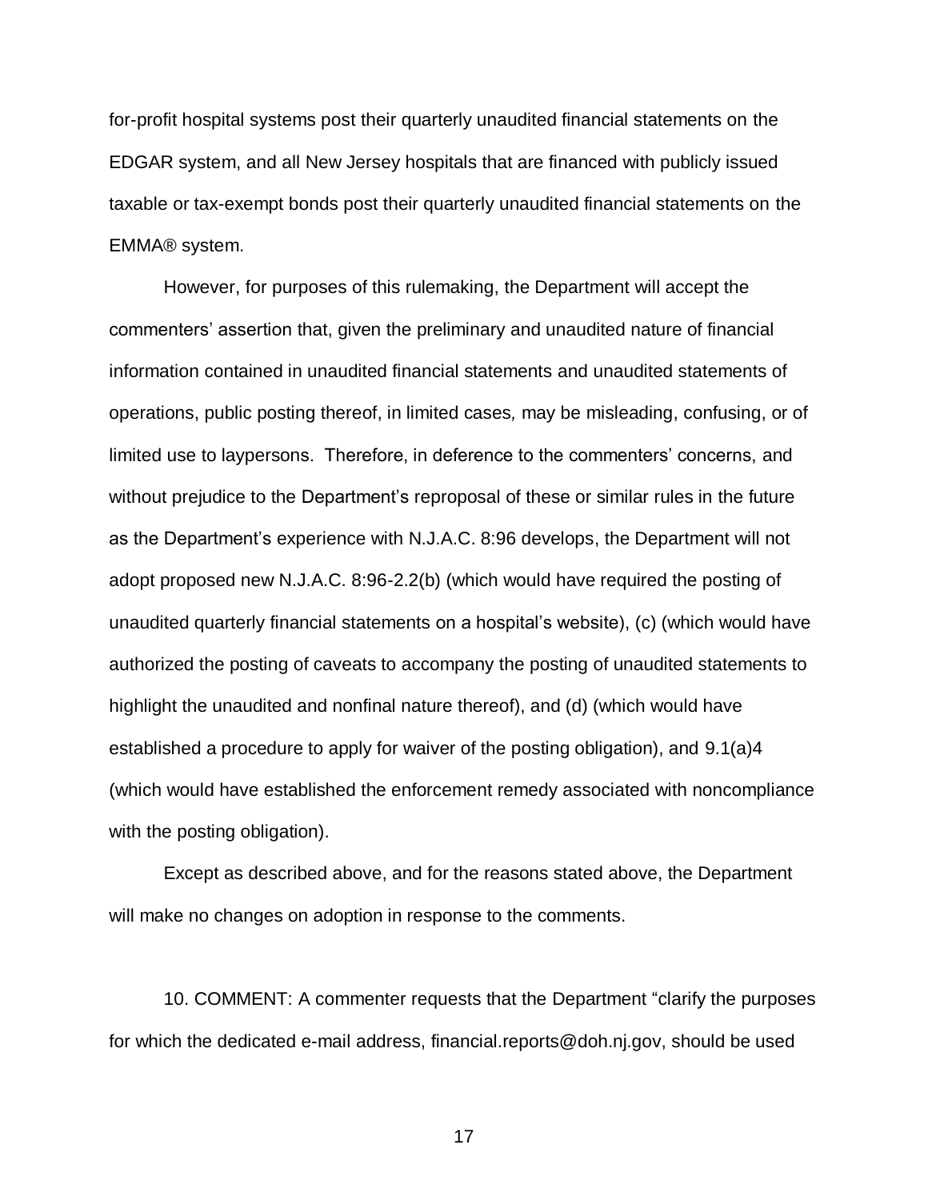for-profit hospital systems post their quarterly unaudited financial statements on the EDGAR system, and all New Jersey hospitals that are financed with publicly issued taxable or tax-exempt bonds post their quarterly unaudited financial statements on the EMMA® system.

However, for purposes of this rulemaking, the Department will accept the commenters' assertion that, given the preliminary and unaudited nature of financial information contained in unaudited financial statements and unaudited statements of operations, public posting thereof, in limited cases*,* may be misleading, confusing, or of limited use to laypersons. Therefore, in deference to the commenters' concerns, and without prejudice to the Department's reproposal of these or similar rules in the future as the Department's experience with N.J.A.C. 8:96 develops, the Department will not adopt proposed new N.J.A.C. 8:96-2.2(b) (which would have required the posting of unaudited quarterly financial statements on a hospital's website), (c) (which would have authorized the posting of caveats to accompany the posting of unaudited statements to highlight the unaudited and nonfinal nature thereof), and (d) (which would have established a procedure to apply for waiver of the posting obligation), and 9.1(a)4 (which would have established the enforcement remedy associated with noncompliance with the posting obligation).

Except as described above, and for the reasons stated above, the Department will make no changes on adoption in response to the comments.

10. COMMENT: A commenter requests that the Department "clarify the purposes for which the dedicated e-mail address, financial.reports@doh.nj.gov, should be used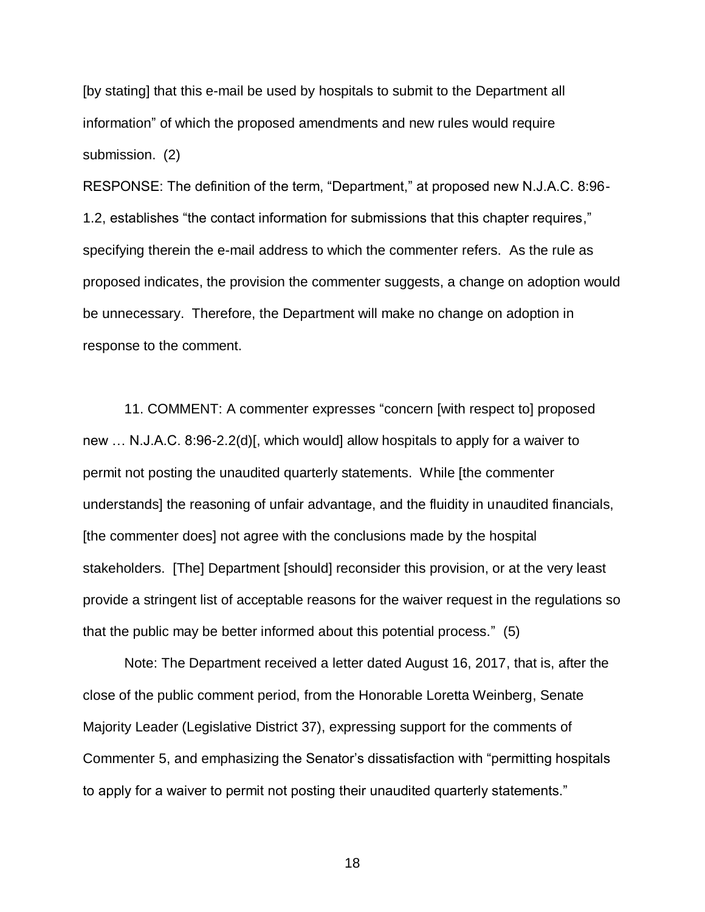[by stating] that this e-mail be used by hospitals to submit to the Department all information" of which the proposed amendments and new rules would require submission. (2)

RESPONSE: The definition of the term, "Department," at proposed new N.J.A.C. 8:96-1.2, establishes "the contact information for submissions that this chapter requires," specifying therein the e-mail address to which the commenter refers. As the rule as proposed indicates, the provision the commenter suggests, a change on adoption would be unnecessary. Therefore, the Department will make no change on adoption in response to the comment.

11. COMMENT: A commenter expresses "concern [with respect to] proposed new … N.J.A.C. 8:96-2.2(d)[, which would] allow hospitals to apply for a waiver to permit not posting the unaudited quarterly statements. While [the commenter understands] the reasoning of unfair advantage, and the fluidity in unaudited financials, [the commenter does] not agree with the conclusions made by the hospital stakeholders. [The] Department [should] reconsider this provision, or at the very least provide a stringent list of acceptable reasons for the waiver request in the regulations so that the public may be better informed about this potential process." (5)

Note: The Department received a letter dated August 16, 2017, that is, after the close of the public comment period, from the Honorable Loretta Weinberg, Senate Majority Leader (Legislative District 37), expressing support for the comments of Commenter 5, and emphasizing the Senator's dissatisfaction with "permitting hospitals to apply for a waiver to permit not posting their unaudited quarterly statements."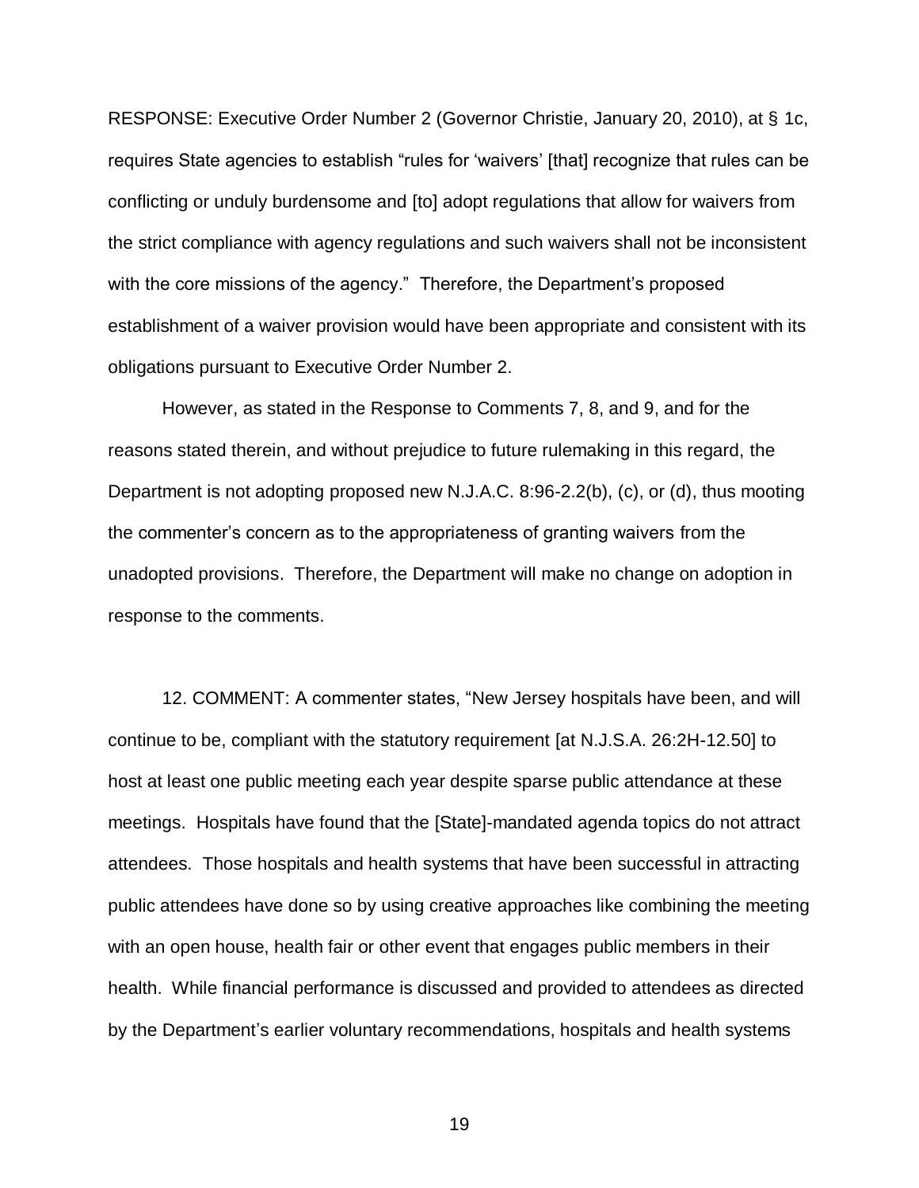RESPONSE: Executive Order Number 2 (Governor Christie, January 20, 2010), at § 1c, requires State agencies to establish "rules for 'waivers' [that] recognize that rules can be conflicting or unduly burdensome and [to] adopt regulations that allow for waivers from the strict compliance with agency regulations and such waivers shall not be inconsistent with the core missions of the agency." Therefore, the Department's proposed establishment of a waiver provision would have been appropriate and consistent with its obligations pursuant to Executive Order Number 2.

However, as stated in the Response to Comments 7, 8, and 9, and for the reasons stated therein, and without prejudice to future rulemaking in this regard, the Department is not adopting proposed new N.J.A.C. 8:96-2.2(b), (c), or (d), thus mooting the commenter's concern as to the appropriateness of granting waivers from the unadopted provisions. Therefore, the Department will make no change on adoption in response to the comments.

12. COMMENT: A commenter states, "New Jersey hospitals have been, and will continue to be, compliant with the statutory requirement [at N.J.S.A. 26:2H-12.50] to host at least one public meeting each year despite sparse public attendance at these meetings. Hospitals have found that the [State]-mandated agenda topics do not attract attendees. Those hospitals and health systems that have been successful in attracting public attendees have done so by using creative approaches like combining the meeting with an open house, health fair or other event that engages public members in their health. While financial performance is discussed and provided to attendees as directed by the Department's earlier voluntary recommendations, hospitals and health systems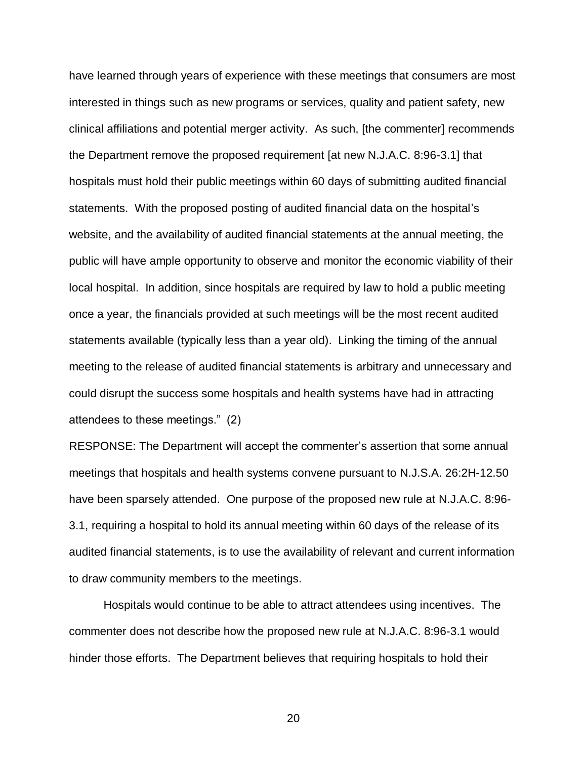have learned through years of experience with these meetings that consumers are most interested in things such as new programs or services, quality and patient safety, new clinical affiliations and potential merger activity. As such, [the commenter] recommends the Department remove the proposed requirement [at new N.J.A.C. 8:96-3.1] that hospitals must hold their public meetings within 60 days of submitting audited financial statements. With the proposed posting of audited financial data on the hospital's website, and the availability of audited financial statements at the annual meeting, the public will have ample opportunity to observe and monitor the economic viability of their local hospital. In addition, since hospitals are required by law to hold a public meeting once a year, the financials provided at such meetings will be the most recent audited statements available (typically less than a year old). Linking the timing of the annual meeting to the release of audited financial statements is arbitrary and unnecessary and could disrupt the success some hospitals and health systems have had in attracting attendees to these meetings." (2)

RESPONSE: The Department will accept the commenter's assertion that some annual meetings that hospitals and health systems convene pursuant to N.J.S.A. 26:2H-12.50 have been sparsely attended. One purpose of the proposed new rule at N.J.A.C. 8:96-3.1, requiring a hospital to hold its annual meeting within 60 days of the release of its audited financial statements, is to use the availability of relevant and current information to draw community members to the meetings.

Hospitals would continue to be able to attract attendees using incentives. The commenter does not describe how the proposed new rule at N.J.A.C. 8:96-3.1 would hinder those efforts. The Department believes that requiring hospitals to hold their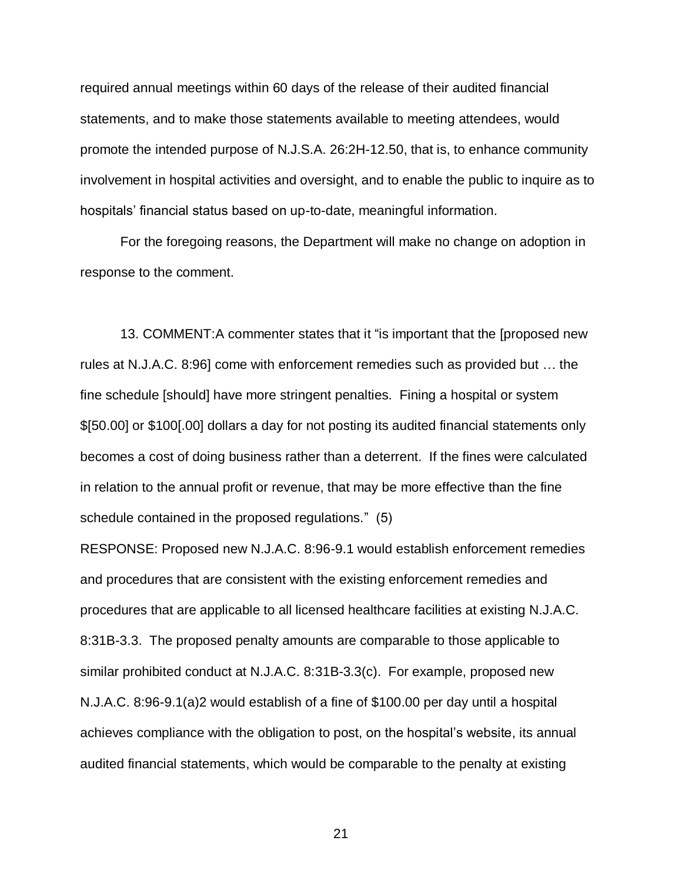required annual meetings within 60 days of the release of their audited financial statements, and to make those statements available to meeting attendees, would promote the intended purpose of N.J.S.A. 26:2H-12.50, that is, to enhance community involvement in hospital activities and oversight, and to enable the public to inquire as to hospitals' financial status based on up-to-date, meaningful information.

For the foregoing reasons, the Department will make no change on adoption in response to the comment.

13. COMMENT:A commenter states that it "is important that the [proposed new rules at N.J.A.C. 8:96] come with enforcement remedies such as provided but … the fine schedule [should] have more stringent penalties. Fining a hospital or system $[50.00] or $100[.00] dollars a day for not posting its audited financial statements only becomes a cost of doing business rather than a deterrent. If the fines were calculated in relation to the annual profit or revenue, that may be more effective than the fine schedule contained in the proposed regulations." (5)

RESPONSE: Proposed new N.J.A.C. 8:96-9.1 would establish enforcement remedies and procedures that are consistent with the existing enforcement remedies and procedures that are applicable to all licensed healthcare facilities at existing N.J.A.C. 8:31B-3.3. The proposed penalty amounts are comparable to those applicable to similar prohibited conduct at N.J.A.C. 8:31B-3.3(c). For example, proposed new N.J.A.C. 8:96-9.1(a)2 would establish of a fine of $100.00 per day until a hospital achieves compliance with the obligation to post, on the hospital's website, its annual audited financial statements, which would be comparable to the penalty at existing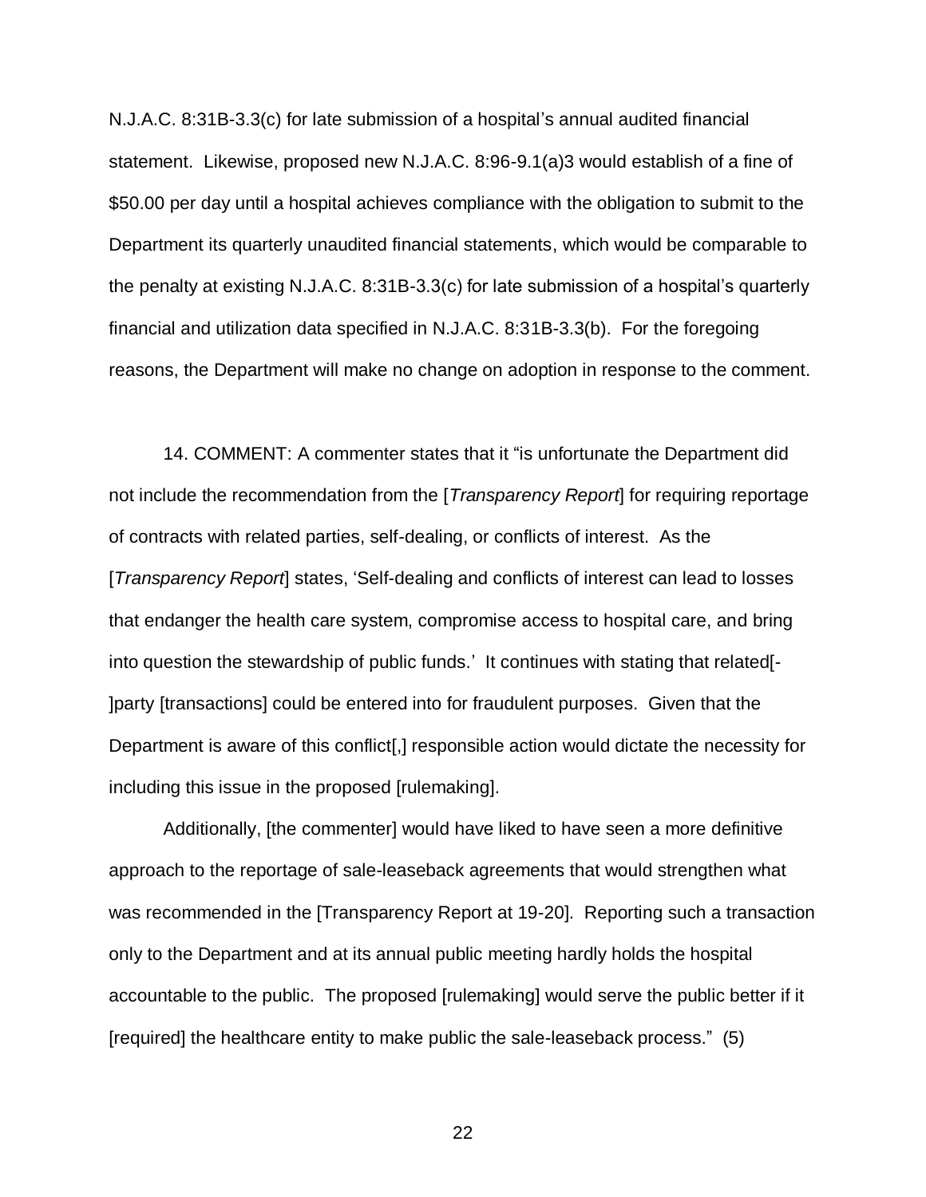N.J.A.C. 8:31B-3.3(c) for late submission of a hospital's annual audited financial statement. Likewise, proposed new N.J.A.C. 8:96-9.1(a)3 would establish of a fine of $50.00 per day until a hospital achieves compliance with the obligation to submit to the Department its quarterly unaudited financial statements, which would be comparable to the penalty at existing N.J.A.C. 8:31B-3.3(c) for late submission of a hospital's quarterly financial and utilization data specified in N.J.A.C. 8:31B-3.3(b). For the foregoing reasons, the Department will make no change on adoption in response to the comment.

14. COMMENT: A commenter states that it "is unfortunate the Department did not include the recommendation from the [*Transparency Report*] for requiring reportage of contracts with related parties, self-dealing, or conflicts of interest. As the [*Transparency Report*] states, 'Self-dealing and conflicts of interest can lead to losses that endanger the health care system, compromise access to hospital care, and bring into question the stewardship of public funds.' It continues with stating that related[-]party [transactions] could be entered into for fraudulent purposes. Given that the Department is aware of this conflict[,] responsible action would dictate the necessity for including this issue in the proposed [rulemaking].

Additionally, [the commenter] would have liked to have seen a more definitive approach to the reportage of sale-leaseback agreements that would strengthen what was recommended in the [Transparency Report at 19-20]. Reporting such a transaction only to the Department and at its annual public meeting hardly holds the hospital accountable to the public. The proposed [rulemaking] would serve the public better if it [required] the healthcare entity to make public the sale-leaseback process." (5)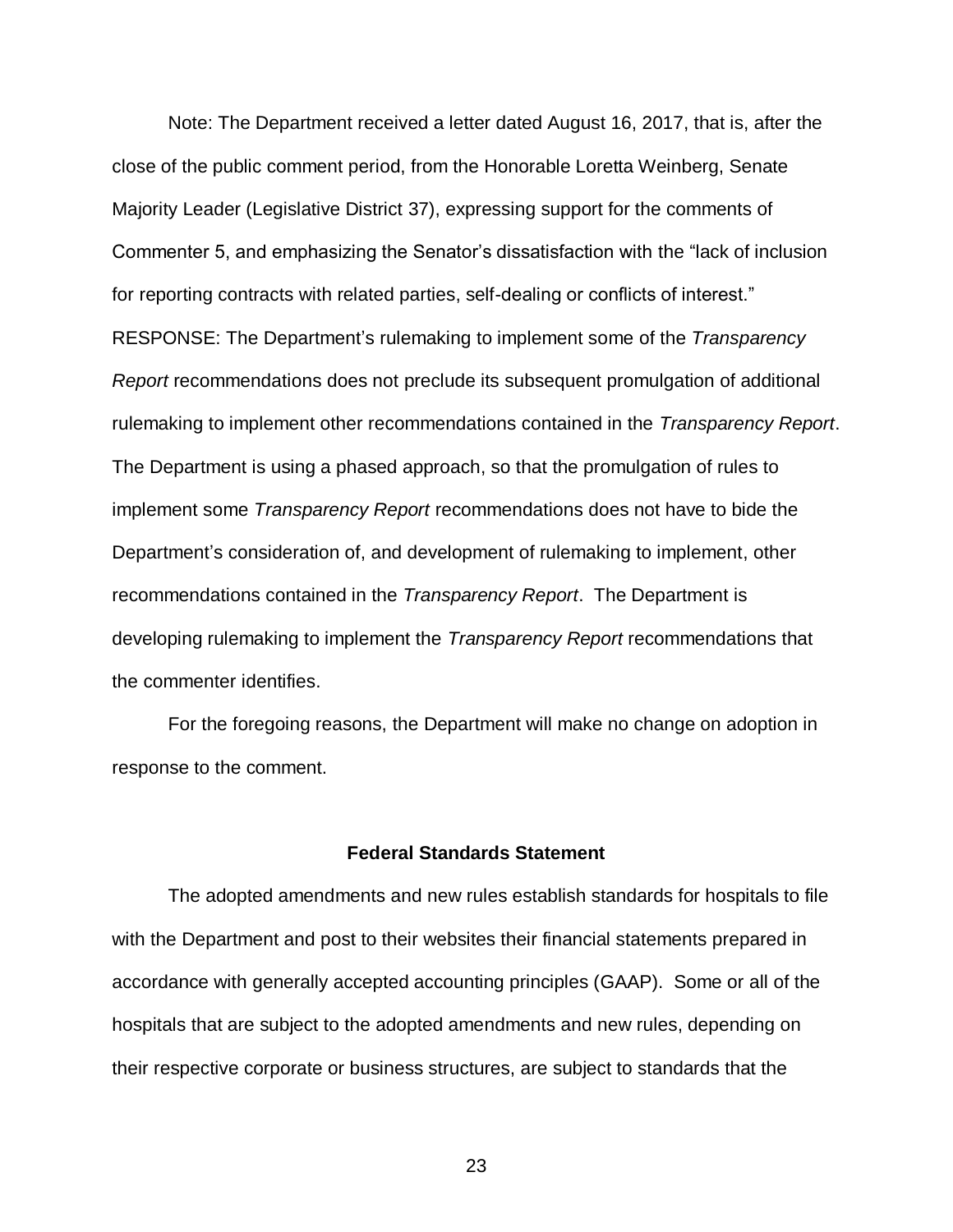Note: The Department received a letter dated August 16, 2017, that is, after the close of the public comment period, from the Honorable Loretta Weinberg, Senate Majority Leader (Legislative District 37), expressing support for the comments of Commenter 5, and emphasizing the Senator's dissatisfaction with the "lack of inclusion for reporting contracts with related parties, self-dealing or conflicts of interest."

RESPONSE: The Department's rulemaking to implement some of the *Transparency Report* recommendations does not preclude its subsequent promulgation of additional rulemaking to implement other recommendations contained in the *Transparency Report*. The Department is using a phased approach, so that the promulgation of rules to implement some *Transparency Report* recommendations does not have to bide the Department's consideration of, and development of rulemaking to implement, other recommendations contained in the *Transparency Report*. The Department is developing rulemaking to implement the *Transparency Report* recommendations that the commenter identifies.

For the foregoing reasons, the Department will make no change on adoption in response to the comment.

**Federal Standards Statement**

The adopted amendments and new rules establish standards for hospitals to file with the Department and post to their websites their financial statements prepared in accordance with generally accepted accounting principles (GAAP). Some or all of the hospitals that are subject to the adopted amendments and new rules, depending on their respective corporate or business structures, are subject to standards that the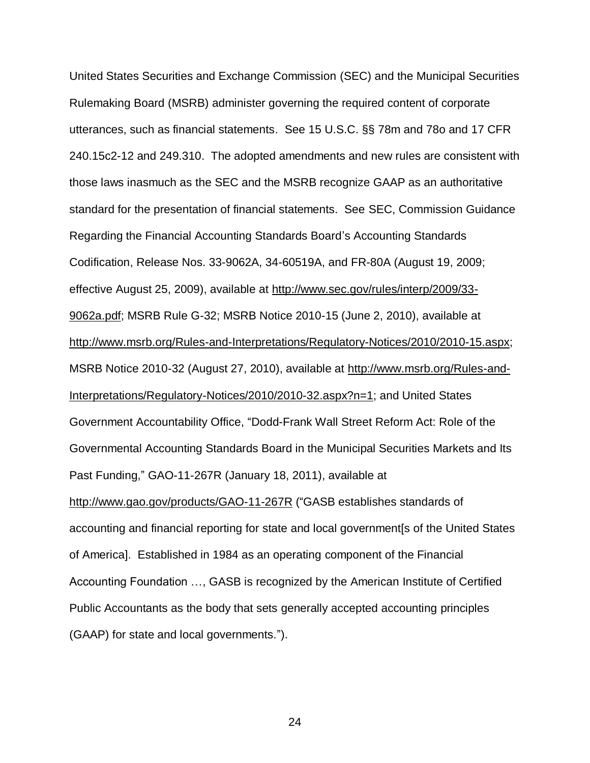United States Securities and Exchange Commission (SEC) and the Municipal Securities Rulemaking Board (MSRB) administer governing the required content of corporate utterances, such as financial statements. See 15 U.S.C. §§ 78m and 78o and 17 CFR 240.15c2-12 and 249.310. The adopted amendments and new rules are consistent with those laws inasmuch as the SEC and the MSRB recognize GAAP as an authoritative standard for the presentation of financial statements. See SEC, Commission Guidance Regarding the Financial Accounting Standards Board's Accounting Standards Codification, Release Nos. 33-9062A, 34-60519A, and FR-80A (August 19, 2009; effective August 25, 2009), available at http://www.sec.gov/rules/interp/2009/33-9062a.pdf; MSRB Rule G-32; MSRB Notice 2010-15 (June 2, 2010), available at http://www.msrb.org/Rules-and-Interpretations/Regulatory-Notices/2010/2010-15.aspx; MSRB Notice 2010-32 (August 27, 2010), available at http://www.msrb.org/Rules-and-Interpretations/Regulatory-Notices/2010/2010-32.aspx?n=1; and United States Government Accountability Office, "Dodd-Frank Wall Street Reform Act: Role of the Governmental Accounting Standards Board in the Municipal Securities Markets and Its Past Funding," GAO-11-267R (January 18, 2011), available at http://www.gao.gov/products/GAO-11-267R ("GASB establishes standards of accounting and financial reporting for state and local government[s of the United States of America]. Established in 1984 as an operating component of the Financial Accounting Foundation …, GASB is recognized by the American Institute of Certified Public Accountants as the body that sets generally accepted accounting principles (GAAP) for state and local governments.").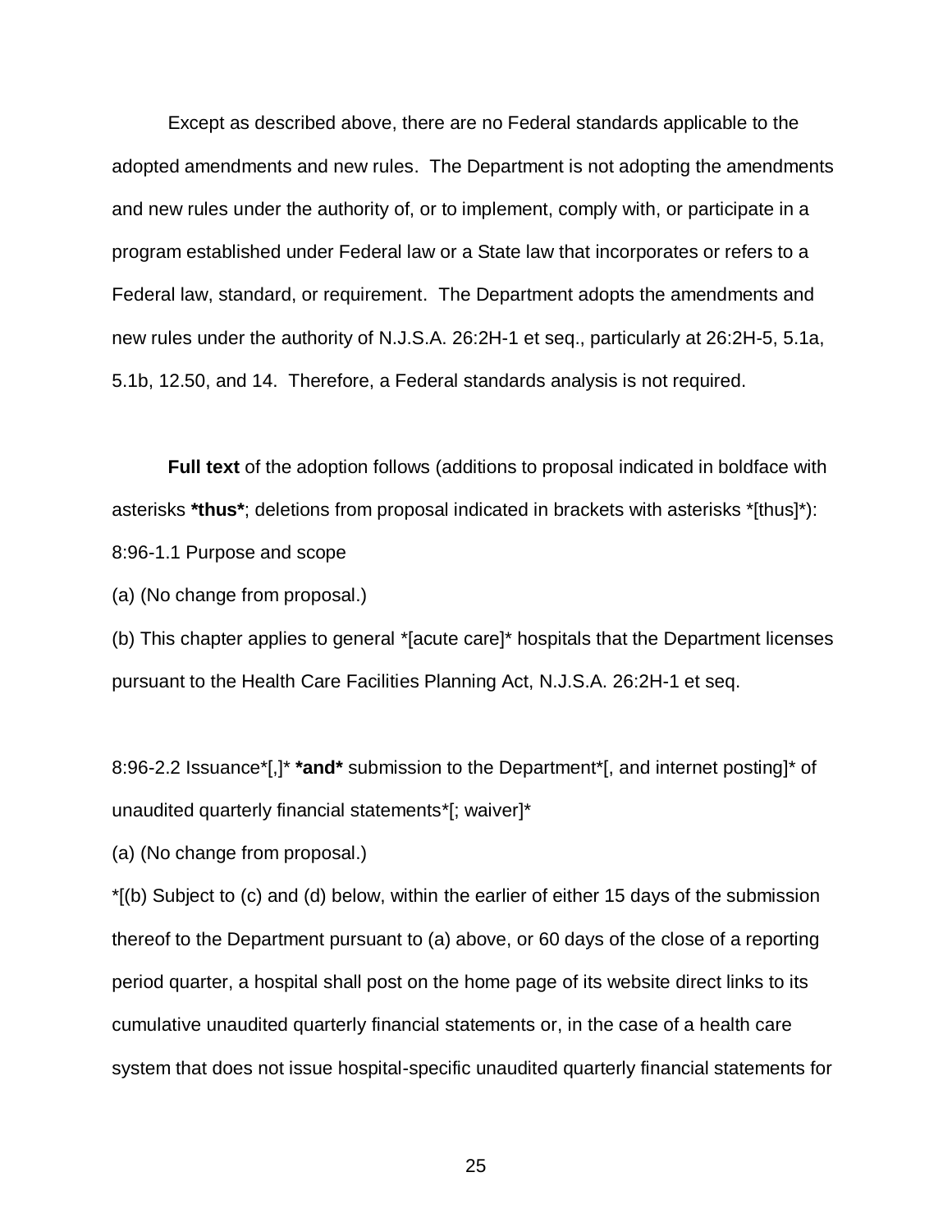Except as described above, there are no Federal standards applicable to the adopted amendments and new rules. The Department is not adopting the amendments and new rules under the authority of, or to implement, comply with, or participate in a program established under Federal law or a State law that incorporates or refers to a Federal law, standard, or requirement. The Department adopts the amendments and new rules under the authority of N.J.S.A. 26:2H-1 et seq., particularly at 26:2H-5, 5.1a, 5.1b, 12.50, and 14. Therefore, a Federal standards analysis is not required.

**Full text** of the adoption follows (additions to proposal indicated in boldface with asterisks ***thus***; deletions from proposal indicated in brackets with asterisks *[thus]*):

8:96-1.1 Purpose and scope

(a) (No change from proposal.)

(b) This chapter applies to general *[acute care]* hospitals that the Department licenses pursuant to the Health Care Facilities Planning Act, N.J.S.A. 26:2H-1 et seq.

8:96-2.2 Issuance*[,]* ***and*** submission to the Department*[, and internet posting]* of unaudited quarterly financial statements*[; waiver]*

(a) (No change from proposal.)

*[(b) Subject to (c) and (d) below, within the earlier of either 15 days of the submission thereof to the Department pursuant to (a) above, or 60 days of the close of a reporting period quarter, a hospital shall post on the home page of its website direct links to its cumulative unaudited quarterly financial statements or, in the case of a health care system that does not issue hospital-specific unaudited quarterly financial statements for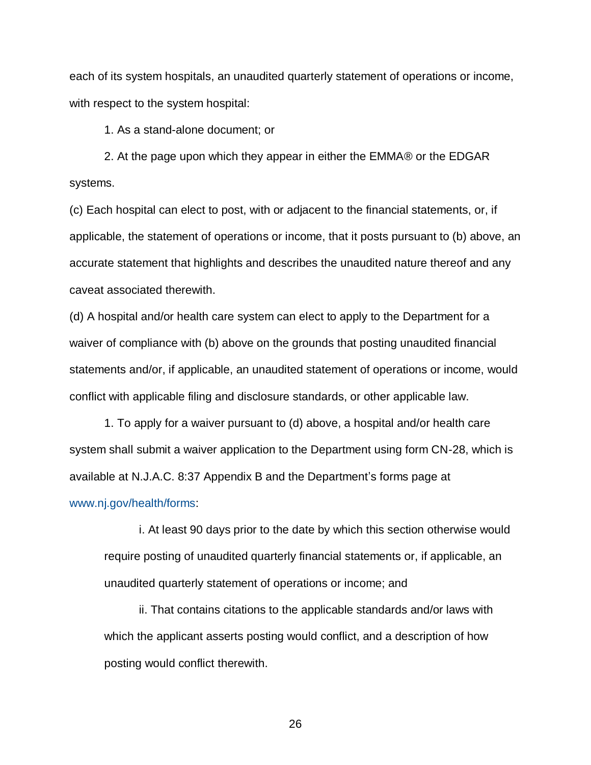each of its system hospitals, an unaudited quarterly statement of operations or income, with respect to the system hospital:

1. As a stand-alone document; or

2. At the page upon which they appear in either the EMMA® or the EDGAR systems.

(c) Each hospital can elect to post, with or adjacent to the financial statements, or, if applicable, the statement of operations or income, that it posts pursuant to (b) above, an accurate statement that highlights and describes the unaudited nature thereof and any caveat associated therewith.

(d) A hospital and/or health care system can elect to apply to the Department for a waiver of compliance with (b) above on the grounds that posting unaudited financial statements and/or, if applicable, an unaudited statement of operations or income, would conflict with applicable filing and disclosure standards, or other applicable law.

1. To apply for a waiver pursuant to (d) above, a hospital and/or health care system shall submit a waiver application to the Department using form CN-28, which is available at N.J.A.C. 8:37 Appendix B and the Department's forms page at www.nj.gov/health/forms:

i. At least 90 days prior to the date by which this section otherwise would require posting of unaudited quarterly financial statements or, if applicable, an unaudited quarterly statement of operations or income; and

ii. That contains citations to the applicable standards and/or laws with which the applicant asserts posting would conflict, and a description of how posting would conflict therewith.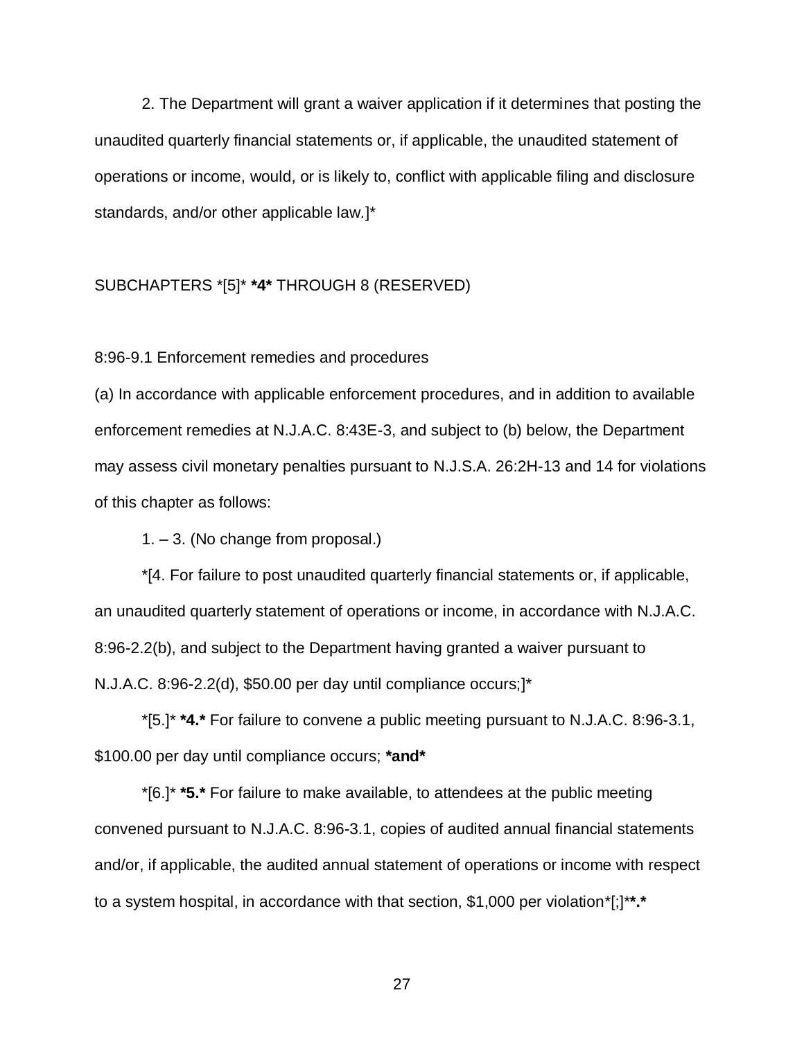2. The Department will grant a waiver application if it determines that posting the unaudited quarterly financial statements or, if applicable, the unaudited statement of operations or income, would, or is likely to, conflict with applicable filing and disclosure standards, and/or other applicable law.]*

SUBCHAPTERS *[5]* ***4*** THROUGH 8 (RESERVED)

8:96-9.1 Enforcement remedies and procedures

(a) In accordance with applicable enforcement procedures, and in addition to available enforcement remedies at N.J.A.C. 8:43E-3, and subject to (b) below, the Department may assess civil monetary penalties pursuant to N.J.S.A. 26:2H-13 and 14 for violations of this chapter as follows:

1. – 3. (No change from proposal.)

*[4. For failure to post unaudited quarterly financial statements or, if applicable, an unaudited quarterly statement of operations or income, in accordance with N.J.A.C. 8:96-2.2(b), and subject to the Department having granted a waiver pursuant to N.J.A.C. 8:96-2.2(d), $50.00 per day until compliance occurs;]*

*[5.]* ***4.*** For failure to convene a public meeting pursuant to N.J.A.C. 8:96-3.1, $100.00 per day until compliance occurs; ***and***

*[6.]* ***5.*** For failure to make available, to attendees at the public meeting convened pursuant to N.J.A.C. 8:96-3.1, copies of audited annual financial statements and/or, if applicable, the audited annual statement of operations or income with respect to a system hospital, in accordance with that section, $1,000 per violation*[;]****.***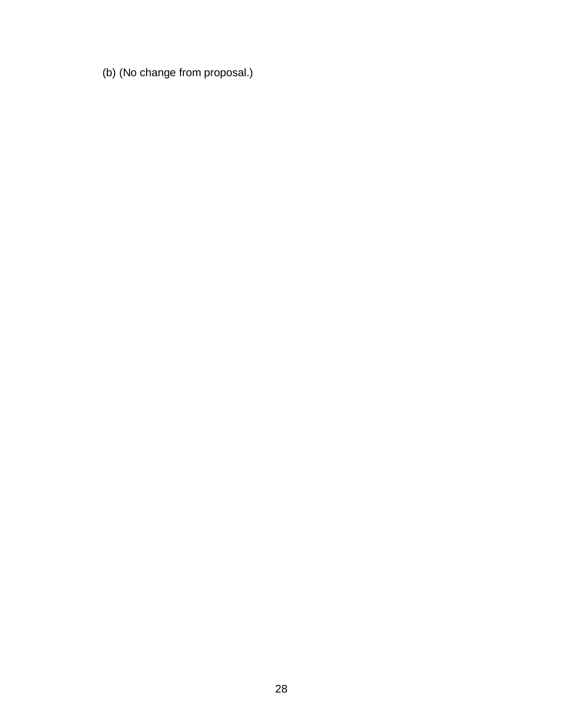(b) (No change from proposal.)